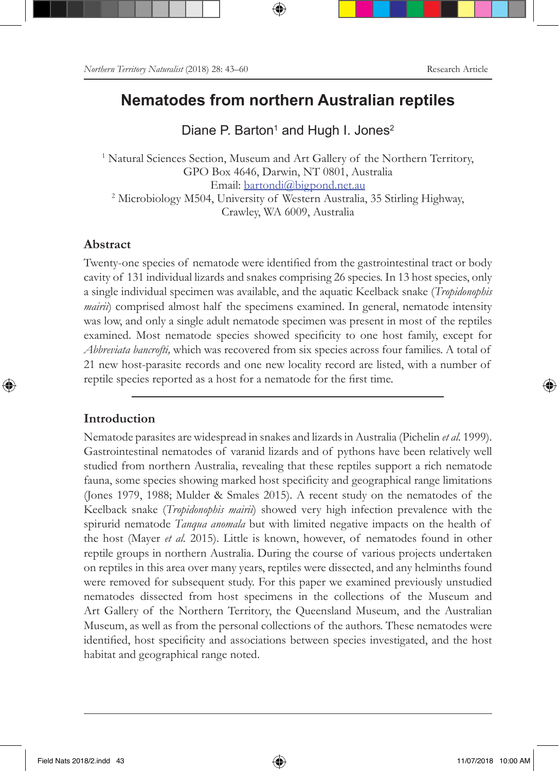# Nematodes from northern Australian reptiles

Diane P. Barton[1] and Hugh I. Jones[2]

[1] Natural Sciences Section, Museum and Art Gallery of the Northern Territory, GPO Box 4646, Darwin, NT 0801, Australia
Email: bartondi@bigpond.net.au

[2] Microbiology M504, University of Western Australia, 35 Stirling Highway, Crawley, WA 6009, Australia

## Abstract

Twenty-one species of nematode were identified from the gastrointestinal tract or body cavity of 131 individual lizards and snakes comprising 26 species. In 13 host species, only a single individual specimen was available, and the aquatic Keelback snake (*Tropidonophis mairii*) comprised almost half the specimens examined. In general, nematode intensity was low, and only a single adult nematode specimen was present in most of the reptiles examined. Most nematode species showed specificity to one host family, except for *Abbreviata bancrofti,* which was recovered from six species across four families. A total of 21 new host-parasite records and one new locality record are listed, with a number of reptile species reported as a host for a nematode for the first time.

## Introduction

Nematode parasites are widespread in snakes and lizards in Australia (Pichelin *et al.* 1999). Gastrointestinal nematodes of varanid lizards and of pythons have been relatively well studied from northern Australia, revealing that these reptiles support a rich nematode fauna, some species showing marked host specificity and geographical range limitations (Jones 1979, 1988; Mulder & Smales 2015). A recent study on the nematodes of the Keelback snake (*Tropidonophis mairii*) showed very high infection prevalence with the spirurid nematode *Tanqua anomala* but with limited negative impacts on the health of the host (Mayer *et al.* 2015). Little is known, however, of nematodes found in other reptile groups in northern Australia. During the course of various projects undertaken on reptiles in this area over many years, reptiles were dissected, and any helminths found were removed for subsequent study. For this paper we examined previously unstudied nematodes dissected from host specimens in the collections of the Museum and Art Gallery of the Northern Territory, the Queensland Museum, and the Australian Museum, as well as from the personal collections of the authors. These nematodes were identified, host specificity and associations between species investigated, and the host habitat and geographical range noted.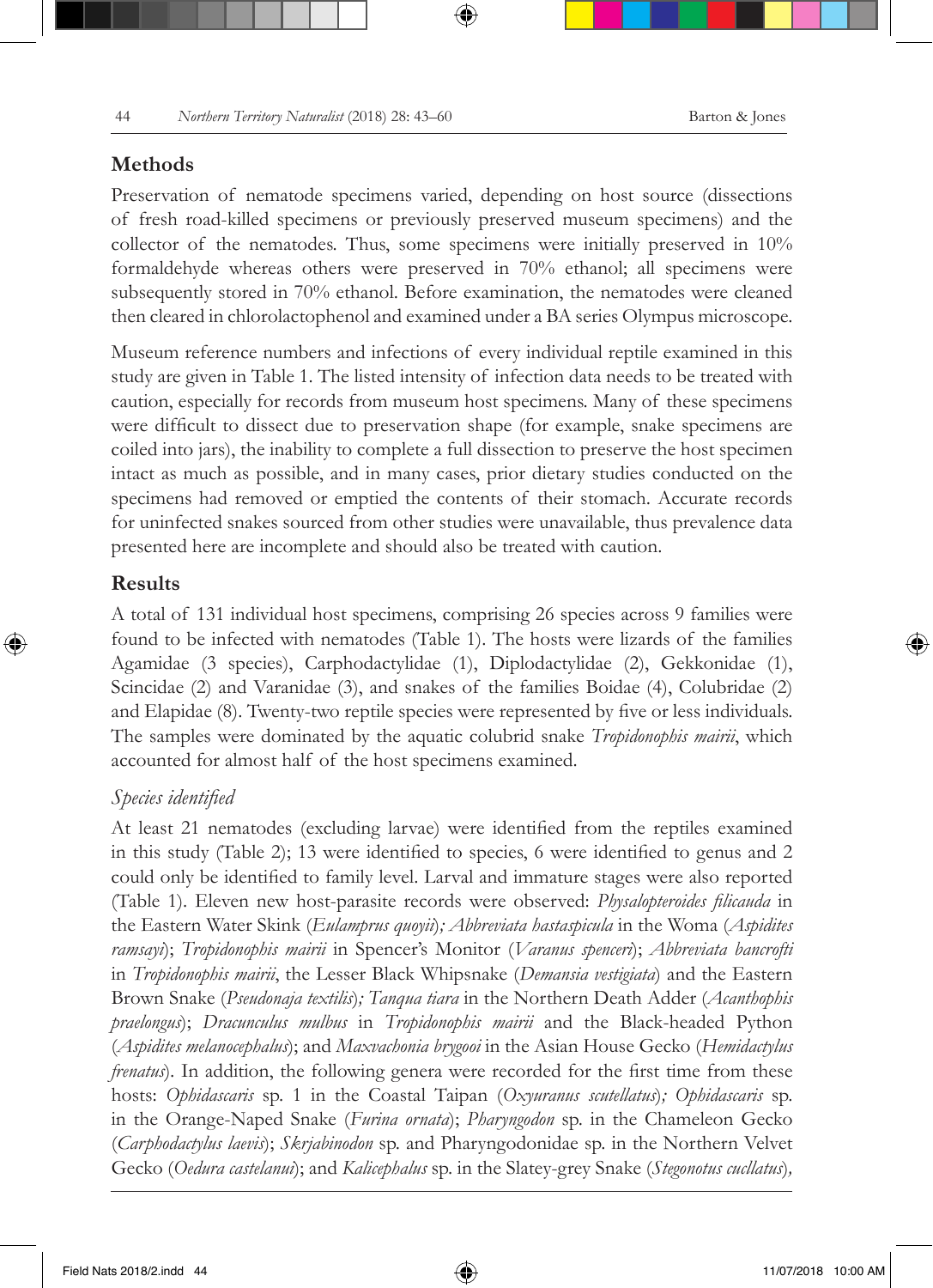## Methods

Preservation of nematode specimens varied, depending on host source (dissections of fresh road-killed specimens or previously preserved museum specimens) and the collector of the nematodes. Thus, some specimens were initially preserved in 10% formaldehyde whereas others were preserved in 70% ethanol; all specimens were subsequently stored in 70% ethanol. Before examination, the nematodes were cleaned then cleared in chlorolactophenol and examined under a BA series Olympus microscope.

Museum reference numbers and infections of every individual reptile examined in this study are given in Table 1. The listed intensity of infection data needs to be treated with caution, especially for records from museum host specimens. Many of these specimens were difficult to dissect due to preservation shape (for example, snake specimens are coiled into jars), the inability to complete a full dissection to preserve the host specimen intact as much as possible, and in many cases, prior dietary studies conducted on the specimens had removed or emptied the contents of their stomach. Accurate records for uninfected snakes sourced from other studies were unavailable, thus prevalence data presented here are incomplete and should also be treated with caution.

## Results

A total of 131 individual host specimens, comprising 26 species across 9 families were found to be infected with nematodes (Table 1). The hosts were lizards of the families Agamidae (3 species), Carphodactylidae (1), Diplodactylidae (2), Gekkonidae (1), Scincidae (2) and Varanidae (3), and snakes of the families Boidae (4), Colubridae (2) and Elapidae (8). Twenty-two reptile species were represented by five or less individuals. The samples were dominated by the aquatic colubrid snake *Tropidonophis mairii*, which accounted for almost half of the host specimens examined.

### *Species identified*

At least 21 nematodes (excluding larvae) were identified from the reptiles examined in this study (Table 2); 13 were identified to species, 6 were identified to genus and 2 could only be identified to family level. Larval and immature stages were also reported (Table 1). Eleven new host-parasite records were observed: *Physalopteroides filicauda* in the Eastern Water Skink (*Eulamprus quoyii*); *Abbreviata hastaspicula* in the Woma (*Aspidites ramsayi*); *Tropidonophis mairii* in Spencer's Monitor (*Varanus spenceri*); *Abbreviata bancrofti* in *Tropidonophis mairii*, the Lesser Black Whipsnake (*Demansia vestigiata*) and the Eastern Brown Snake (*Pseudonaja textilis*); *Tanqua tiara* in the Northern Death Adder (*Acanthophis praelongus*); *Dracunculus mulbus* in *Tropidonophis mairii* and the Black-headed Python (*Aspidites melanocephalus*); and *Maxvachonia brygooi* in the Asian House Gecko (*Hemidactylus frenatus*). In addition, the following genera were recorded for the first time from these hosts: *Ophidascaris* sp. 1 in the Coastal Taipan (*Oxyuranus scutellatus*); *Ophidascaris* sp. in the Orange-Naped Snake (*Furina ornata*); *Pharyngodon* sp. in the Chameleon Gecko (*Carphodactylus laevis*); *Skrjabinodon* sp. and Pharyngodonidae sp. in the Northern Velvet Gecko (*Oedura castelnaui*); and *Kalicephalus* sp. in the Slatey-grey Snake (*Stegonotus cucullatus*),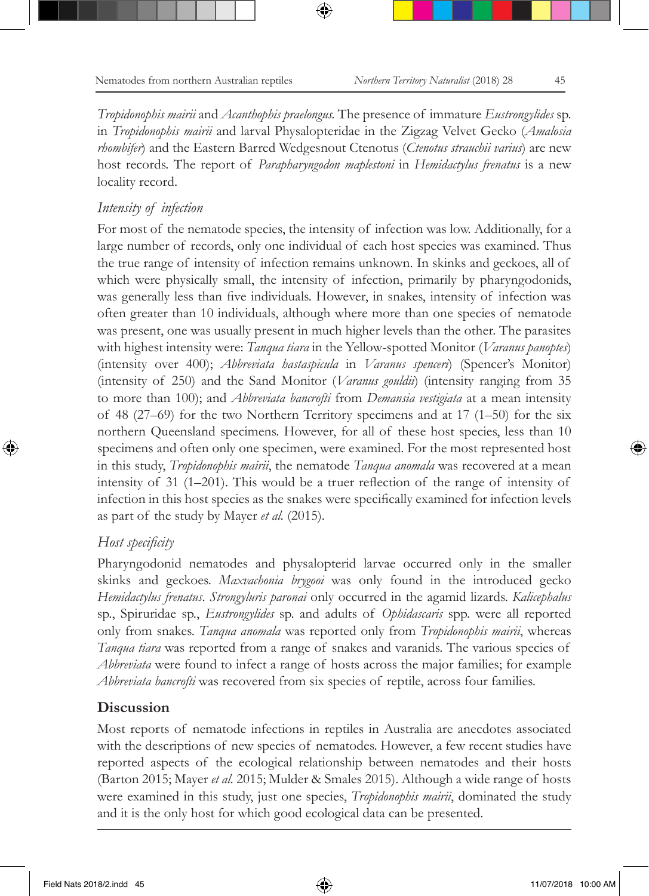*Tropidonophis mairii* and *Acanthophis praelongus*. The presence of immature *Eustrongylides* sp. in *Tropidonophis mairii* and larval Physalopteridae in the Zigzag Velvet Gecko (*Amalosia rhombifer*) and the Eastern Barred Wedgesnout Ctenotus (*Ctenotus strauchii varius*) are new host records. The report of *Parapharyngodon maplestoni* in *Hemidactylus frenatus* is a new locality record.

### *Intensity of infection*

For most of the nematode species, the intensity of infection was low. Additionally, for a large number of records, only one individual of each host species was examined. Thus the true range of intensity of infection remains unknown. In skinks and geckoes, all of which were physically small, the intensity of infection, primarily by pharyngodonids, was generally less than five individuals. However, in snakes, intensity of infection was often greater than 10 individuals, although where more than one species of nematode was present, one was usually present in much higher levels than the other. The parasites with highest intensity were: *Tanqua tiara* in the Yellow-spotted Monitor (*Varanus panoptes*) (intensity over 400); *Abbreviata hastaspicula* in *Varanus spenceri*) (Spencer's Monitor) (intensity of 250) and the Sand Monitor (*Varanus gouldii*) (intensity ranging from 35 to more than 100); and *Abbreviata bancrofti* from *Demansia vestigiata* at a mean intensity of 48 (27–69) for the two Northern Territory specimens and at 17 (1–50) for the six northern Queensland specimens. However, for all of these host species, less than 10 specimens and often only one specimen, were examined. For the most represented host in this study, *Tropidonophis mairii*, the nematode *Tanqua anomala* was recovered at a mean intensity of 31 (1–201). This would be a truer reflection of the range of intensity of infection in this host species as the snakes were specifically examined for infection levels as part of the study by Mayer *et al.* (2015).

### *Host specificity*

Pharyngodonid nematodes and physalopterid larvae occurred only in the smaller skinks and geckoes. *Maxvachonia brygooi* was only found in the introduced gecko *Hemidactylus frenatus*. *Strongyluris paronai* only occurred in the agamid lizards. *Kalicephalus* sp., Spiruridae sp., *Eustrongylides* sp. and adults of *Ophidascaris* spp. were all reported only from snakes. *Tanqua anomala* was reported only from *Tropidonophis mairii*, whereas *Tanqua tiara* was reported from a range of snakes and varanids. The various species of *Abbreviata* were found to infect a range of hosts across the major families; for example *Abbreviata bancrofti* was recovered from six species of reptile, across four families.

## Discussion

Most reports of nematode infections in reptiles in Australia are anecdotes associated with the descriptions of new species of nematodes. However, a few recent studies have reported aspects of the ecological relationship between nematodes and their hosts (Barton 2015; Mayer *et al.* 2015; Mulder & Smales 2015). Although a wide range of hosts were examined in this study, just one species, *Tropidonophis mairii*, dominated the study and it is the only host for which good ecological data can be presented.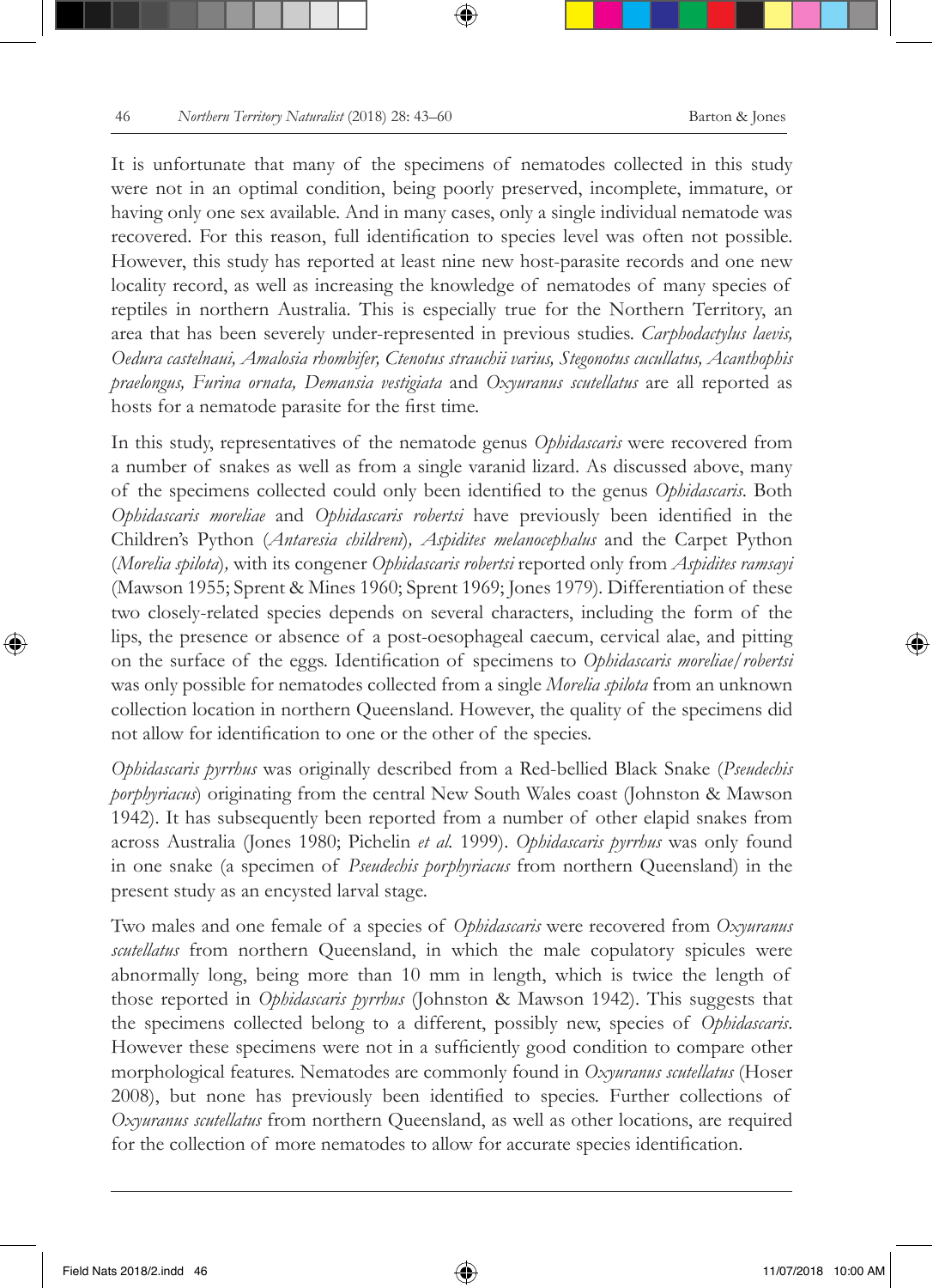It is unfortunate that many of the specimens of nematodes collected in this study were not in an optimal condition, being poorly preserved, incomplete, immature, or having only one sex available. And in many cases, only a single individual nematode was recovered. For this reason, full identification to species level was often not possible. However, this study has reported at least nine new host-parasite records and one new locality record, as well as increasing the knowledge of nematodes of many species of reptiles in northern Australia. This is especially true for the Northern Territory, an area that has been severely under-represented in previous studies. *Carphodactylus laevis, Oedura castelnaui, Amalosia rhombifer, Ctenotus strauchii varius, Stegonotus cucullatus, Acanthophis praelongus, Furina ornata, Demansia vestigiata* and *Oxyuranus scutellatus* are all reported as hosts for a nematode parasite for the first time.

In this study, representatives of the nematode genus *Ophidascaris* were recovered from a number of snakes as well as from a single varanid lizard. As discussed above, many of the specimens collected could only been identified to the genus *Ophidascaris*. Both *Ophidascaris moreliae* and *Ophidascaris robertsi* have previously been identified in the Children's Python (*Antaresia childreni*), *Aspidites melanocephalus* and the Carpet Python (*Morelia spilota*), with its congener *Ophidascaris robertsi* reported only from *Aspidites ramsayi* (Mawson 1955; Sprent & Mines 1960; Sprent 1969; Jones 1979). Differentiation of these two closely-related species depends on several characters, including the form of the lips, the presence or absence of a post-oesophageal caecum, cervical alae, and pitting on the surface of the eggs. Identification of specimens to *Ophidascaris moreliae/robertsi* was only possible for nematodes collected from a single *Morelia spilota* from an unknown collection location in northern Queensland. However, the quality of the specimens did not allow for identification to one or the other of the species.

*Ophidascaris pyrrhus* was originally described from a Red-bellied Black Snake (*Pseudechis porphyriacus*) originating from the central New South Wales coast (Johnston & Mawson 1942). It has subsequently been reported from a number of other elapid snakes from across Australia (Jones 1980; Pichelin *et al.* 1999). *Ophidascaris pyrrhus* was only found in one snake (a specimen of *Pseudechis porphyriacus* from northern Queensland) in the present study as an encysted larval stage.

Two males and one female of a species of *Ophidascaris* were recovered from *Oxyuranus scutellatus* from northern Queensland, in which the male copulatory spicules were abnormally long, being more than 10 mm in length, which is twice the length of those reported in *Ophidascaris pyrrhus* (Johnston & Mawson 1942). This suggests that the specimens collected belong to a different, possibly new, species of *Ophidascaris*. However these specimens were not in a sufficiently good condition to compare other morphological features. Nematodes are commonly found in *Oxyuranus scutellatus* (Hoser 2008), but none has previously been identified to species. Further collections of *Oxyuranus scutellatus* from northern Queensland, as well as other locations, are required for the collection of more nematodes to allow for accurate species identification.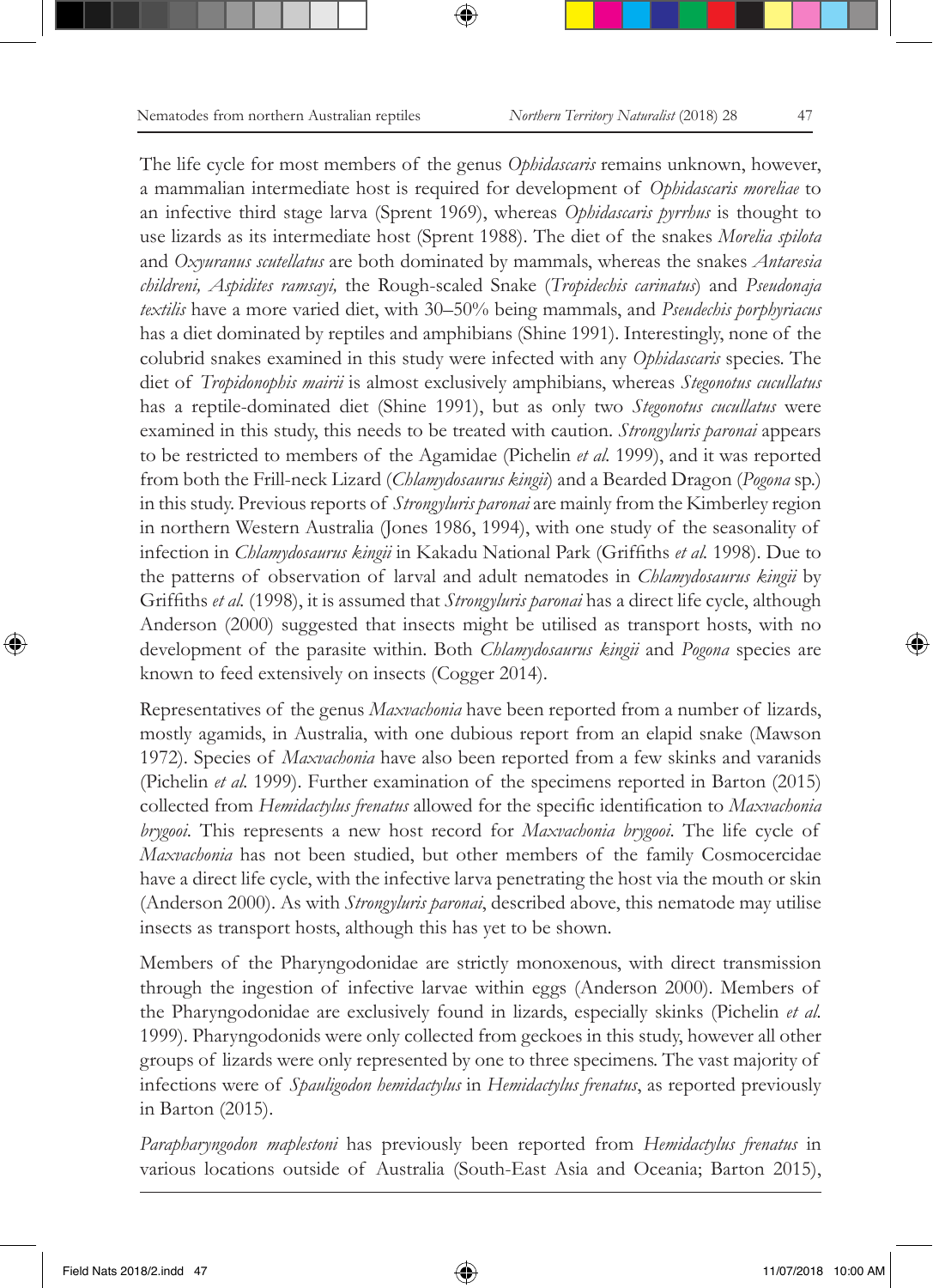The life cycle for most members of the genus *Ophidascaris* remains unknown, however, a mammalian intermediate host is required for development of *Ophidascaris moreliae* to an infective third stage larva (Sprent 1969), whereas *Ophidascaris pyrrhus* is thought to use lizards as its intermediate host (Sprent 1988). The diet of the snakes *Morelia spilota* and *Oxyuranus scutellatus* are both dominated by mammals, whereas the snakes *Antaresia childreni, Aspidites ramsayi,* the Rough-scaled Snake (*Tropidechis carinatus*) and *Pseudonaja textilis* have a more varied diet, with 30–50% being mammals, and *Pseudechis porphyriacus* has a diet dominated by reptiles and amphibians (Shine 1991). Interestingly, none of the colubrid snakes examined in this study were infected with any *Ophidascaris* species. The diet of *Tropidonophis mairii* is almost exclusively amphibians, whereas *Stegonotus cucullatus* has a reptile-dominated diet (Shine 1991), but as only two *Stegonotus cucullatus* were examined in this study, this needs to be treated with caution. *Strongyluris paronai* appears to be restricted to members of the Agamidae (Pichelin *et al.* 1999), and it was reported from both the Frill-neck Lizard (*Chlamydosaurus kingii*) and a Bearded Dragon (*Pogona* sp.) in this study. Previous reports of *Strongyluris paronai* are mainly from the Kimberley region in northern Western Australia (Jones 1986, 1994), with one study of the seasonality of infection in *Chlamydosaurus kingii* in Kakadu National Park (Griffiths *et al.* 1998). Due to the patterns of observation of larval and adult nematodes in *Chlamydosaurus kingii* by Griffiths *et al.* (1998), it is assumed that *Strongyluris paronai* has a direct life cycle, although Anderson (2000) suggested that insects might be utilised as transport hosts, with no development of the parasite within. Both *Chlamydosaurus kingii* and *Pogona* species are known to feed extensively on insects (Cogger 2014).

Representatives of the genus *Maxvachonia* have been reported from a number of lizards, mostly agamids, in Australia, with one dubious report from an elapid snake (Mawson 1972). Species of *Maxvachonia* have also been reported from a few skinks and varanids (Pichelin *et al.* 1999). Further examination of the specimens reported in Barton (2015) collected from *Hemidactylus frenatus* allowed for the specific identification to *Maxvachonia brygooi*. This represents a new host record for *Maxvachonia brygooi*. The life cycle of *Maxvachonia* has not been studied, but other members of the family Cosmocercidae have a direct life cycle, with the infective larva penetrating the host via the mouth or skin (Anderson 2000). As with *Strongyluris paronai*, described above, this nematode may utilise insects as transport hosts, although this has yet to be shown.

Members of the Pharyngodonidae are strictly monoxenous, with direct transmission through the ingestion of infective larvae within eggs (Anderson 2000). Members of the Pharyngodonidae are exclusively found in lizards, especially skinks (Pichelin *et al.* 1999). Pharyngodonids were only collected from geckoes in this study, however all other groups of lizards were only represented by one to three specimens. The vast majority of infections were of *Spauligodon hemidactylus* in *Hemidactylus frenatus*, as reported previously in Barton (2015).

*Parapharyngodon maplestoni* has previously been reported from *Hemidactylus frenatus* in various locations outside of Australia (South-East Asia and Oceania; Barton 2015),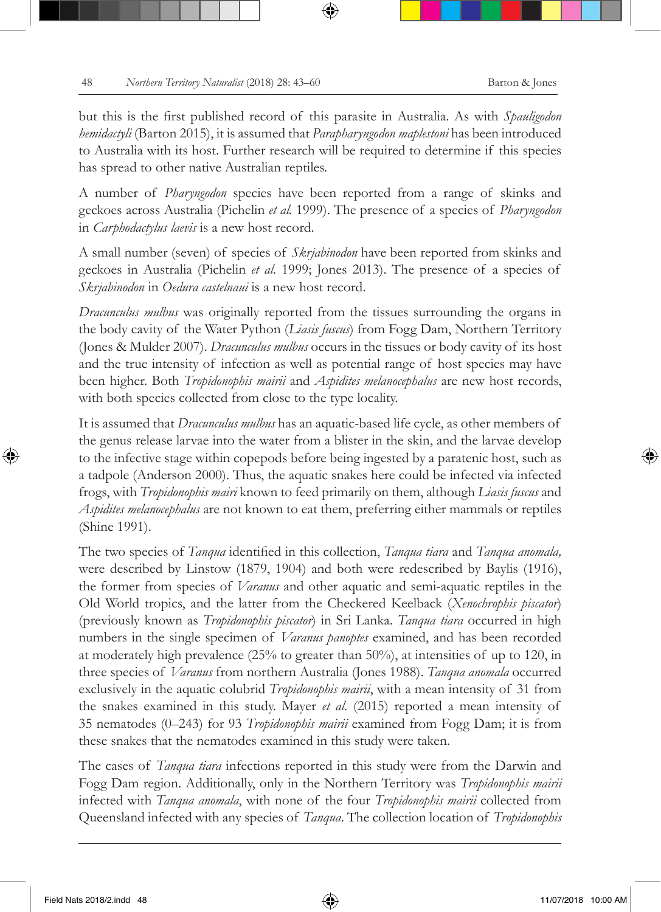but this is the first published record of this parasite in Australia. As with *Spauligodon hemidactyli* (Barton 2015), it is assumed that *Parapharyngodon maplestoni* has been introduced to Australia with its host. Further research will be required to determine if this species has spread to other native Australian reptiles.

A number of *Pharyngodon* species have been reported from a range of skinks and geckoes across Australia (Pichelin *et al.* 1999). The presence of a species of *Pharyngodon* in *Carphodactylus laevis* is a new host record.

A small number (seven) of species of *Skrjabinodon* have been reported from skinks and geckoes in Australia (Pichelin *et al.* 1999; Jones 2013). The presence of a species of *Skrjabinodon* in *Oedura castelnaui* is a new host record.

*Dracunculus mulbus* was originally reported from the tissues surrounding the organs in the body cavity of the Water Python (*Liasis fuscus*) from Fogg Dam, Northern Territory (Jones & Mulder 2007). *Dracunculus mulbus* occurs in the tissues or body cavity of its host and the true intensity of infection as well as potential range of host species may have been higher. Both *Tropidonophis mairii* and *Aspidites melanocephalus* are new host records, with both species collected from close to the type locality.

It is assumed that *Dracunculus mulbus* has an aquatic-based life cycle, as other members of the genus release larvae into the water from a blister in the skin, and the larvae develop to the infective stage within copepods before being ingested by a paratenic host, such as a tadpole (Anderson 2000). Thus, the aquatic snakes here could be infected via infected frogs, with *Tropidonophis mairi* known to feed primarily on them, although *Liasis fuscus* and *Aspidites melanocephalus* are not known to eat them, preferring either mammals or reptiles (Shine 1991).

The two species of *Tanqua* identified in this collection, *Tanqua tiara* and *Tanqua anomala,* were described by Linstow (1879, 1904) and both were redescribed by Baylis (1916), the former from species of *Varanus* and other aquatic and semi-aquatic reptiles in the Old World tropics, and the latter from the Checkered Keelback (*Xenochrophis piscator*) (previously known as *Tropidonophis piscator*) in Sri Lanka. *Tanqua tiara* occurred in high numbers in the single specimen of *Varanus panoptes* examined, and has been recorded at moderately high prevalence (25% to greater than 50%), at intensities of up to 120, in three species of *Varanus* from northern Australia (Jones 1988). *Tanqua anomala* occurred exclusively in the aquatic colubrid *Tropidonophis mairii*, with a mean intensity of 31 from the snakes examined in this study. Mayer *et al.* (2015) reported a mean intensity of 35 nematodes (0–243) for 93 *Tropidonophis mairii* examined from Fogg Dam; it is from these snakes that the nematodes examined in this study were taken.

The cases of *Tanqua tiara* infections reported in this study were from the Darwin and Fogg Dam region. Additionally, only in the Northern Territory was *Tropidonophis mairii* infected with *Tanqua anomala*, with none of the four *Tropidonophis mairii* collected from Queensland infected with any species of *Tanqua*. The collection location of *Tropidonophis*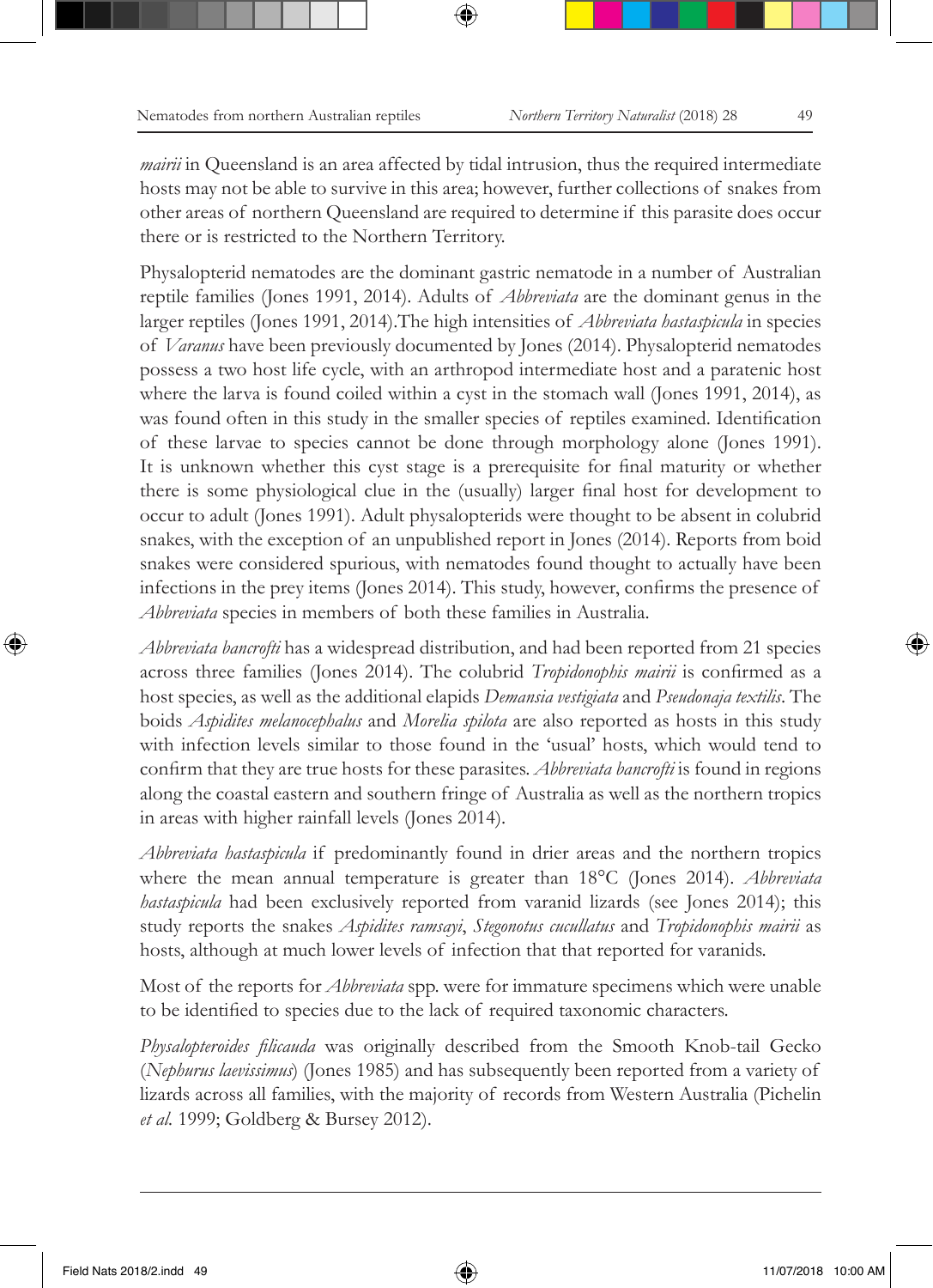*mairii* in Queensland is an area affected by tidal intrusion, thus the required intermediate hosts may not be able to survive in this area; however, further collections of snakes from other areas of northern Queensland are required to determine if this parasite does occur there or is restricted to the Northern Territory.

Physalopterid nematodes are the dominant gastric nematode in a number of Australian reptile families (Jones 1991, 2014). Adults of *Abbreviata* are the dominant genus in the larger reptiles (Jones 1991, 2014).The high intensities of *Abbreviata hastaspicula* in species of *Varanus* have been previously documented by Jones (2014). Physalopterid nematodes possess a two host life cycle, with an arthropod intermediate host and a paratenic host where the larva is found coiled within a cyst in the stomach wall (Jones 1991, 2014), as was found often in this study in the smaller species of reptiles examined. Identification of these larvae to species cannot be done through morphology alone (Jones 1991). It is unknown whether this cyst stage is a prerequisite for final maturity or whether there is some physiological clue in the (usually) larger final host for development to occur to adult (Jones 1991). Adult physalopterids were thought to be absent in colubrid snakes, with the exception of an unpublished report in Jones (2014). Reports from boid snakes were considered spurious, with nematodes found thought to actually have been infections in the prey items (Jones 2014). This study, however, confirms the presence of *Abbreviata* species in members of both these families in Australia.

*Abbreviata bancrofti* has a widespread distribution, and had been reported from 21 species across three families (Jones 2014). The colubrid *Tropidonophis mairii* is confirmed as a host species, as well as the additional elapids *Demansia vestigiata* and *Pseudonaja textilis*. The boids *Aspidites melanocephalus* and *Morelia spilota* are also reported as hosts in this study with infection levels similar to those found in the 'usual' hosts, which would tend to confirm that they are true hosts for these parasites. *Abbreviata bancrofti* is found in regions along the coastal eastern and southern fringe of Australia as well as the northern tropics in areas with higher rainfall levels (Jones 2014).

*Abbreviata hastaspicula* if predominantly found in drier areas and the northern tropics where the mean annual temperature is greater than 18°C (Jones 2014). *Abbreviata hastaspicula* had been exclusively reported from varanid lizards (see Jones 2014); this study reports the snakes *Aspidites ramsayi*, *Stegonotus cucullatus* and *Tropidonophis mairii* as hosts, although at much lower levels of infection that that reported for varanids.

Most of the reports for *Abbreviata* spp. were for immature specimens which were unable to be identified to species due to the lack of required taxonomic characters.

*Physalopteroides filicauda* was originally described from the Smooth Knob-tail Gecko (*Nephurus laevissimus*) (Jones 1985) and has subsequently been reported from a variety of lizards across all families, with the majority of records from Western Australia (Pichelin *et al.* 1999; Goldberg & Bursey 2012).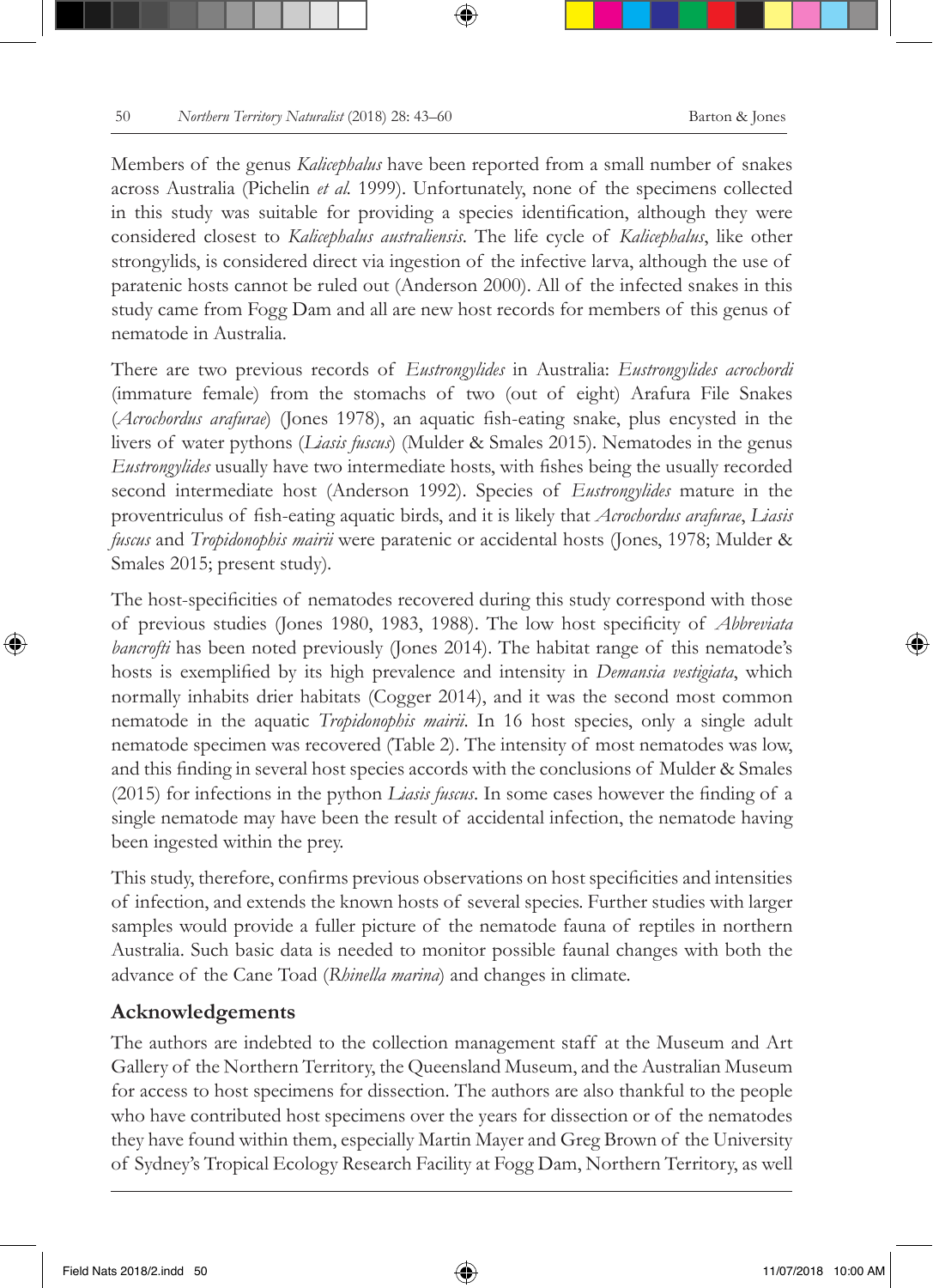Members of the genus *Kalicephalus* have been reported from a small number of snakes across Australia (Pichelin *et al.* 1999). Unfortunately, none of the specimens collected in this study was suitable for providing a species identification, although they were considered closest to *Kalicephalus australiensis*. The life cycle of *Kalicephalus*, like other strongylids, is considered direct via ingestion of the infective larva, although the use of paratenic hosts cannot be ruled out (Anderson 2000). All of the infected snakes in this study came from Fogg Dam and all are new host records for members of this genus of nematode in Australia.

There are two previous records of *Eustrongylides* in Australia: *Eustrongylides acrochordi* (immature female) from the stomachs of two (out of eight) Arafura File Snakes (*Acrochordus arafurae*) (Jones 1978), an aquatic fish-eating snake, plus encysted in the livers of water pythons (*Liasis fuscus*) (Mulder & Smales 2015). Nematodes in the genus *Eustrongylides* usually have two intermediate hosts, with fishes being the usually recorded second intermediate host (Anderson 1992). Species of *Eustrongylides* mature in the proventriculus of fish-eating aquatic birds, and it is likely that *Acrochordus arafurae*, *Liasis fuscus* and *Tropidonophis mairii* were paratenic or accidental hosts (Jones, 1978; Mulder & Smales 2015; present study).

The host-specificities of nematodes recovered during this study correspond with those of previous studies (Jones 1980, 1983, 1988). The low host specificity of *Abbreviata bancrofti* has been noted previously (Jones 2014). The habitat range of this nematode's hosts is exemplified by its high prevalence and intensity in *Demansia vestigiata*, which normally inhabits drier habitats (Cogger 2014), and it was the second most common nematode in the aquatic *Tropidonophis mairii*. In 16 host species, only a single adult nematode specimen was recovered (Table 2). The intensity of most nematodes was low, and this finding in several host species accords with the conclusions of Mulder & Smales (2015) for infections in the python *Liasis fuscus*. In some cases however the finding of a single nematode may have been the result of accidental infection, the nematode having been ingested within the prey.

This study, therefore, confirms previous observations on host specificities and intensities of infection, and extends the known hosts of several species. Further studies with larger samples would provide a fuller picture of the nematode fauna of reptiles in northern Australia. Such basic data is needed to monitor possible faunal changes with both the advance of the Cane Toad (*Rhinella marina*) and changes in climate.

## Acknowledgements

The authors are indebted to the collection management staff at the Museum and Art Gallery of the Northern Territory, the Queensland Museum, and the Australian Museum for access to host specimens for dissection. The authors are also thankful to the people who have contributed host specimens over the years for dissection or of the nematodes they have found within them, especially Martin Mayer and Greg Brown of the University of Sydney's Tropical Ecology Research Facility at Fogg Dam, Northern Territory, as well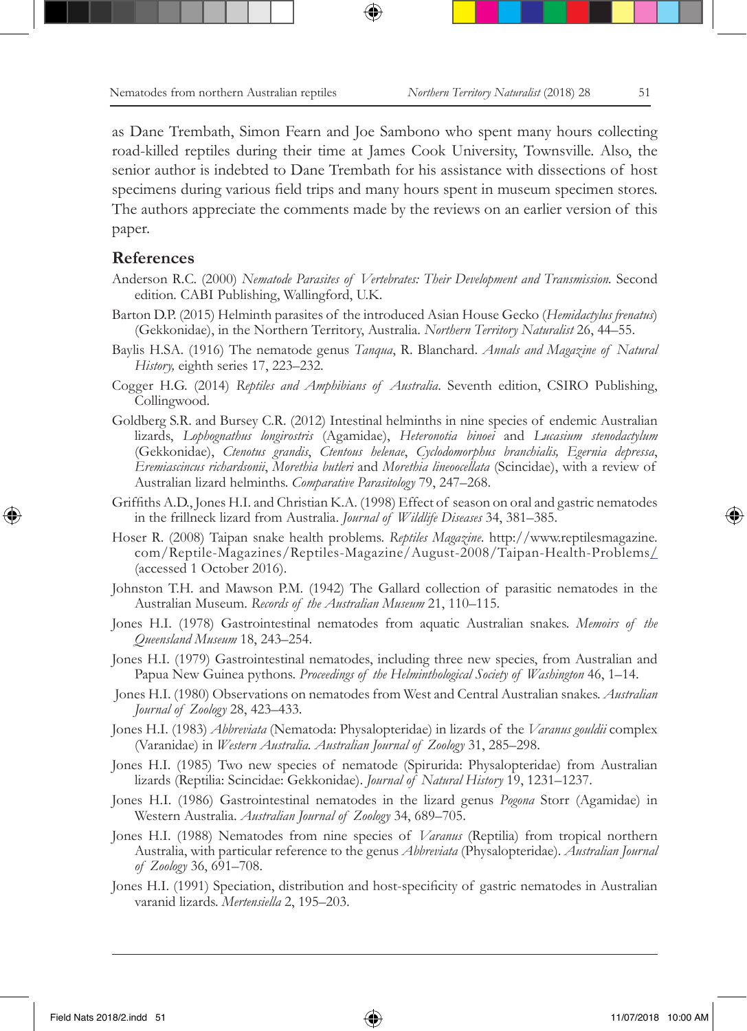as Dane Trembath, Simon Fearn and Joe Sambono who spent many hours collecting road-killed reptiles during their time at James Cook University, Townsville. Also, the senior author is indebted to Dane Trembath for his assistance with dissections of host specimens during various field trips and many hours spent in museum specimen stores. The authors appreciate the comments made by the reviews on an earlier version of this paper.

## References

Anderson R.C. (2000) *Nematode Parasites of Vertebrates: Their Development and Transmission.* Second edition. CABI Publishing, Wallingford, U.K.

Barton D.P. (2015) Helminth parasites of the introduced Asian House Gecko (*Hemidactylus frenatus*) (Gekkonidae), in the Northern Territory, Australia. *Northern Territory Naturalist* 26, 44–55.

Baylis H.SA. (1916) The nematode genus *Tanqua*, R. Blanchard. *Annals and Magazine of Natural History,* eighth series 17, 223–232.

Cogger H.G. (2014) *Reptiles and Amphibians of Australia*. Seventh edition, CSIRO Publishing, Collingwood.

Goldberg S.R. and Bursey C.R. (2012) Intestinal helminths in nine species of endemic Australian lizards, *Lophognathus longirostris* (Agamidae), *Heteronotia binoei* and *Lucasium stenodactylum* (Gekkonidae), *Ctenotus grandis*, *Ctentous helenae*, *Cyclodomorphus branchialis, Egernia depressa*, *Eremiascincus richardsonii*, *Morethia butleri* and *Morethia lineoocellata* (Scincidae), with a review of Australian lizard helminths. *Comparative Parasitology* 79, 247–268.

Griffiths A.D., Jones H.I. and Christian K.A. (1998) Effect of season on oral and gastric nematodes in the frillneck lizard from Australia. *Journal of Wildlife Diseases* 34, 381–385.

Hoser R. (2008) Taipan snake health problems. *Reptiles Magazine.* http://www.reptilesmagazine.com/Reptile-Magazines/Reptiles-Magazine/August-2008/Taipan-Health-Problems/ (accessed 1 October 2016).

Johnston T.H. and Mawson P.M. (1942) The Gallard collection of parasitic nematodes in the Australian Museum. *Records of the Australian Museum* 21, 110–115.

Jones H.I. (1978) Gastrointestinal nematodes from aquatic Australian snakes. *Memoirs of the Queensland Museum* 18, 243–254.

Jones H.I. (1979) Gastrointestinal nematodes, including three new species, from Australian and Papua New Guinea pythons. *Proceedings of the Helminthological Society of Washington* 46, 1–14.

Jones H.I. (1980) Observations on nematodes from West and Central Australian snakes. *Australian Journal of Zoology* 28, 423–433.

Jones H.I. (1983) *Abbreviata* (Nematoda: Physalopteridae) in lizards of the *Varanus gouldii* complex (Varanidae) in *Western Australia. Australian Journal of Zoology* 31, 285–298.

Jones H.I. (1985) Two new species of nematode (Spirurida: Physalopteridae) from Australian lizards (Reptilia: Scincidae: Gekkonidae). *Journal of Natural History* 19, 1231–1237.

Jones H.I. (1986) Gastrointestinal nematodes in the lizard genus *Pogona* Storr (Agamidae) in Western Australia. *Australian Journal of Zoology* 34, 689–705.

Jones H.I. (1988) Nematodes from nine species of *Varanus* (Reptilia) from tropical northern Australia, with particular reference to the genus *Abbreviata* (Physalopteridae). *Australian Journal of Zoology* 36, 691–708.

Jones H.I. (1991) Speciation, distribution and host-specificity of gastric nematodes in Australian varanid lizards. *Mertensiella* 2, 195–203.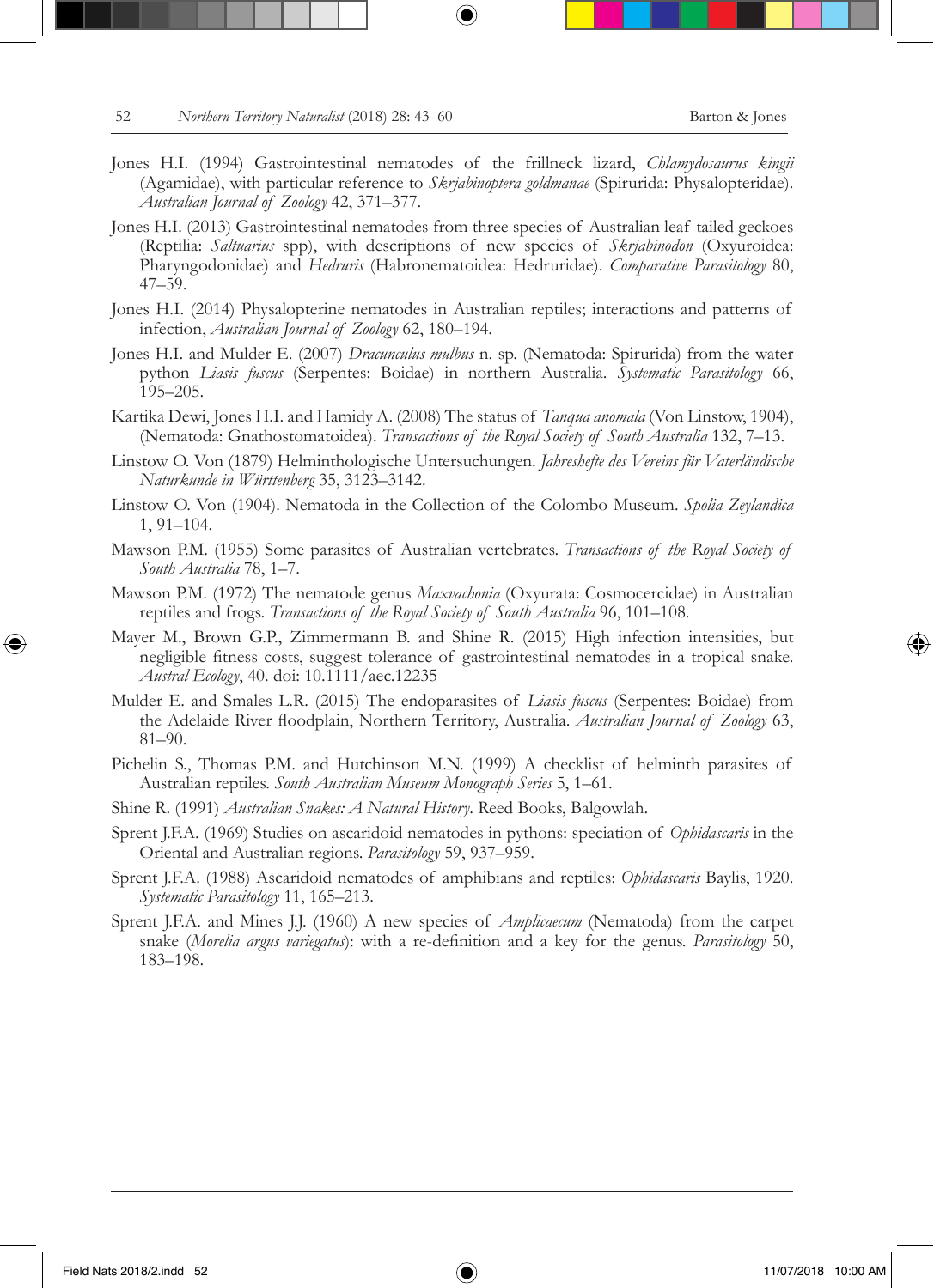Jones H.I. (1994) Gastrointestinal nematodes of the frillneck lizard, *Chlamydosaurus kingii* (Agamidae), with particular reference to *Skrjabinoptera goldmanae* (Spirurida: Physalopteridae). *Australian Journal of Zoology* 42, 371–377.

Jones H.I. (2013) Gastrointestinal nematodes from three species of Australian leaf tailed geckoes (Reptilia: *Saltuarius* spp), with descriptions of new species of *Skrjabinodon* (Oxyuroidea: Pharyngodonidae) and *Hedruris* (Habronematoidea: Hedruridae). *Comparative Parasitology* 80, 47–59.

Jones H.I. (2014) Physalopterine nematodes in Australian reptiles; interactions and patterns of infection, *Australian Journal of Zoology* 62, 180–194.

Jones H.I. and Mulder E. (2007) *Dracunculus mulbus* n. sp. (Nematoda: Spirurida) from the water python *Liasis fuscus* (Serpentes: Boidae) in northern Australia. *Systematic Parasitology* 66, 195–205.

Kartika Dewi, Jones H.I. and Hamidy A. (2008) The status of *Tanqua anomala* (Von Linstow, 1904), (Nematoda: Gnathostomatoidea). *Transactions of the Royal Society of South Australia* 132, 7–13.

Linstow O. Von (1879) Helminthologische Untersuchungen. *Jahreshefte des Vereins für Vaterländische Naturkunde in Württenberg* 35, 3123–3142.

Linstow O. Von (1904). Nematoda in the Collection of the Colombo Museum. *Spolia Zeylandica* 1, 91–104.

Mawson P.M. (1955) Some parasites of Australian vertebrates. *Transactions of the Royal Society of South Australia* 78, 1–7.

Mawson P.M. (1972) The nematode genus *Maxvachonia* (Oxyurata: Cosmocercidae) in Australian reptiles and frogs. *Transactions of the Royal Society of South Australia* 96, 101–108.

Mayer M., Brown G.P., Zimmermann B. and Shine R. (2015) High infection intensities, but negligible fitness costs, suggest tolerance of gastrointestinal nematodes in a tropical snake. *Austral Ecology*, 40. doi: 10.1111/aec.12235

Mulder E. and Smales L.R. (2015) The endoparasites of *Liasis fuscus* (Serpentes: Boidae) from the Adelaide River floodplain, Northern Territory, Australia. *Australian Journal of Zoology* 63, 81–90.

Pichelin S., Thomas P.M. and Hutchinson M.N. (1999) A checklist of helminth parasites of Australian reptiles. *South Australian Museum Monograph Series* 5, 1–61.

Shine R. (1991) *Australian Snakes: A Natural History*. Reed Books, Balgowlah.

Sprent J.F.A. (1969) Studies on ascaridoid nematodes in pythons: speciation of *Ophidascaris* in the Oriental and Australian regions. *Parasitology* 59, 937–959.

Sprent J.F.A. (1988) Ascaridoid nematodes of amphibians and reptiles: *Ophidascaris* Baylis, 1920. *Systematic Parasitology* 11, 165–213.

Sprent J.F.A. and Mines J.J. (1960) A new species of *Amplicaecum* (Nematoda) from the carpet snake (*Morelia argus variegatus*): with a re-definition and a key for the genus. *Parasitology* 50, 183–198.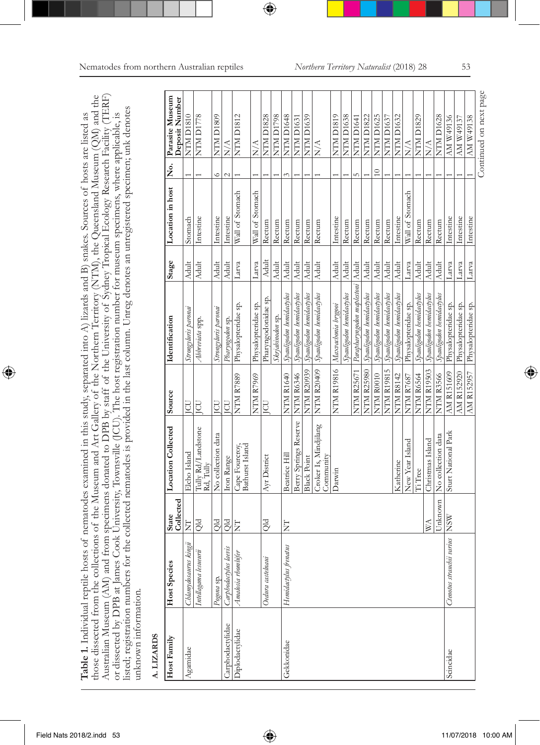**Table 1.** Individual reptile hosts of nematodes examined in this study, separated into A) lizards and B) snakes. Sources of hosts are listed as those dissected from the collections of the Museum and Art Gallery of the Northern Territory (NTM), the Queensland Museum (QM) and the Australian Museum (AM) and from specimens donated to DPB by staff of the University of Sydney Tropical Ecology Research Facility (TERF) or dissected by DPB at James Cook University, Townsville (JCU). The host registration number for museum specimens, where applicable, is listed; registration numbers for the collected nematodes is provided in the last column. Unreg denotes an unregistered specimen; unk denotes unknown information.

**A. LIZARDS**

| Host Family | Host Species | State Collected | Location Collected | Source | Identification | Stage | Location in host | No. | Parasite Museum Deposit Number |
|---|---|---|---|---|---|---|---|---|---|
| Agamidae | *Chlamydosaurus kingii* | NT | Elcho Island | JCU | *Strongyluris paronai* | Adult | Stomach | 1 | NTM D1810 |
| | *Intellagama lesueurii* | Qld | Tully Rd/Landstone Rd, Tully | JCU | *Abbreviata* spp. | Adult | Intestine | 1 | NTM D1778 |
| | *Pogona* sp. | Qld | No collection data | JCU | *Strongyluris paronai* | Adult | Intestine | 6 | NTM D1809 |
| Carphodactylidae | *Carphodactylus laevis* | Qld | Iron Range | JCU | *Pharyngodon* sp. | Adult | Intestine | 2 | N/A |
| Diplodactylidae | *Amalosia rhombifer* | NT | Cape Fourcroy, Bathurst Island | NTM R7889 | Physalopteridae sp. | Larva | Wall of Stomach | 1 | NTM D1812 |
| | | | | NTM R7969 | Physalopteridae sp. | Larva | Wall of Stomach | 1 | N/A |
| | *Oedura castelnaui* | Qld | Ayr District | JCU | Pharyngodonidae sp. | Adult | Rectum | 1 | NTM D1828 |
| | | | | | *Skrjabinodon* sp. | Adult | Rectum | 1 | NTM D1798 |
| Gekkonidae | *Hemidactylus frenatus* | NT | Beatrice Hill | NTM R1640 | *Spauligodon hemidactylus* | Adult | Rectum | 3 | NTM D1648 |
| | | | Berry Springs Reserve | NTM R6346 | *Spauligodon hemidactylus* | Adult | Rectum | 1 | NTM D1631 |
| | | | Black Point | NTM R20939 | *Spauligodon hemidactylus* | Adult | Rectum | 1 | NTM D1639 |
| | | | Croker Is, Mindjilang Community | NTM R20409 | *Spauligodon hemidactylus* | Adult | Rectum | 1 | N/A |
| | | | Darwin | NTM R19816 | *Maxvachonia brygooi* | Adult | Intestine | 1 | NTM D1819 |
| | | | | | *Spauligodon hemidactylus* | Adult | Rectum | 1 | NTM D1638 |
| | | | | NTM R25671 | *Parapharyngodon maplestoni* | Adult | Rectum | 5 | NTM D1641 |
| | | | | NTM R25980 | *Spauligodon hemidactylus* | Adult | Rectum | 1 | NTM D1822 |
| | | | | NTM R0010 | *Spauligodon hemidactylus* | Adult | Rectum | 10 | NTM D1625 |
| | | | | NTM R19815 | *Spauligodon hemidactylus* | Adult | Rectum | 1 | NTM D1637 |
| | | | Katherine | NTM R8142 | *Spauligodon hemidactylus* | Adult | Intestine | 1 | NTM D1632 |
| | | | New Year Island | NTM R7687 | Physalopteridae sp. | Larva | Wall of Stomach | 1 | N/A |
| | | | Ti Tree | NTM R6564 | *Spauligodon hemidactylus* | Adult | Rectum | 1 | NTM D1829 |
| | | WA | Christmas Island | NTM R19503 | *Spauligodon hemidactylus* | Adult | Rectum | 1 | N/A |
| | | Unknown | No collection data | NTM R3566 | *Spauligodon hemidactylus* | Adult | Rectum | 1 | NTM D1628 |
| Scincidae | *Ctenotus strauchii varius* | NSW | Sturt National Park | AM R151609 | Physalopteridae sp. | Larva | Intestine | 1 | AM W49136 |
| | | | | AM R152920 | Physalopteridae sp. | Larva | Intestine | 1 | AM W49137 |
| | | | | AM R152957 | Physalopteridae sp. | Larva | Intestine | 1 | AM W49138 |

Continued on next page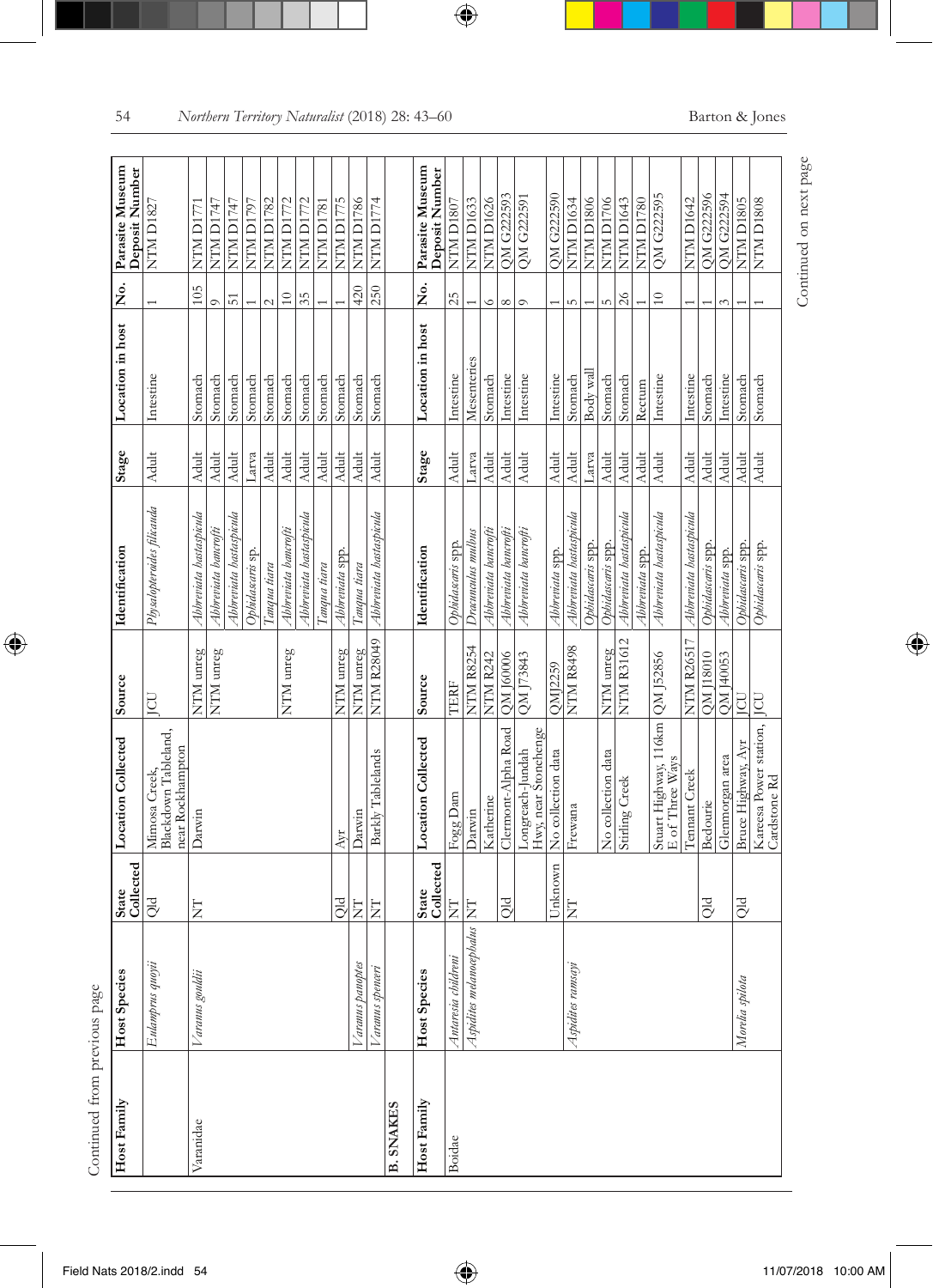Continued from previous page

| Host Family | Host Species | State Collected | Location Collected | Source | Identification | Stage | Location in host | No. | Parasite Museum Deposit Number |
|---|---|---|---|---|---|---|---|---|---|
| | *Eulamprus quoyii* | Qld | Mimosa Creek, Blackdown Tableland, near Rockhampton | JCU | *Physalopteroides filicauda* | Adult | Intestine | 1 | NTM D1827 |
| Varanidae | *Varanus gouldii* | NT | Darwin | NTM unreg | *Abbreviata hastaspicula* | Adult | Stomach | 105 | NTM D1771 |
| | | | | NTM unreg | *Abbreviata bancrofti* | Adult | Stomach | 9 | NTM D1747 |
| | | | | | *Abbreviata hastaspicula* | Adult | Stomach | 51 | NTM D1747 |
| | | | | | *Ophidascaris* sp. | Larva | Stomach | 1 | NTM D1797 |
| | | | | | *Tanqua tiara* | Adult | Stomach | 2 | NTM D1782 |
| | | | | NTM unreg | *Abbreviata bancrofti* | Adult | Stomach | 10 | NTM D1772 |
| | | | | | *Abbreviata hastaspicula* | Adult | Stomach | 35 | NTM D1772 |
| | | | | | *Tanqua tiara* | Adult | Stomach | 1 | NTM D1781 |
| | | Qld | Ayr | NTM unreg | *Abbreviata* spp. | Adult | Stomach | 1 | NTM D1775 |
| | *Varanus panoptes* | NT | Darwin | NTM unreg | *Tanqua tiara* | Adult | Stomach | 420 | NTM D1786 |
| | *Varanus spenceri* | NT | Barkly Tablelands | NTM R28049 | *Abbreviata hastaspicula* | Adult | Stomach | 250 | NTM D1774 |
| **B. SNAKES** | | | | | | | | | |
| **Host Family** | **Host Species** | **State Collected** | **Location Collected** | **Source** | **Identification** | **Stage** | **Location in host** | **No.** | **Parasite Museum Deposit Number** |
| Boidae | *Antaresia childreni* | NT | Fogg Dam | TERF | *Ophidascaris* spp. | Adult | Intestine | 25 | NTM D1807 |
| | *Aspidites melanocephalus* | NT | Darwin | NTM R8254 | *Dracunculus mulbus* | Larva | Mesenteries | 1 | NTM D1633 |
| | | | Katherine | NTM R242 | *Abbreviata bancrofti* | Adult | Stomach | 6 | NTM D1626 |
| | | Qld | Clermont-Alpha Road | QM J60006 | *Abbreviata bancrofti* | Adult | Intestine | 8 | QM G222593 |
| | | | Longreach-Jundah Hwy, near Stonehenge | QM J73843 | *Abbreviata bancrofti* | Adult | Intestine | 9 | QM G222591 |
| | | Unknown | No collection data | QMJ2259 | *Abbreviata* spp. | Adult | Intestine | 1 | QM G222590 |
| | *Aspidites ramsayi* | NT | Frewana | NTM R8498 | *Abbreviata hastaspicula* | Adult | Stomach | 5 | NTM D1634 |
| | | | | | *Ophidascaris* spp. | Larva | Body wall | 1 | NTM D1806 |
| | | | No collection data | NTM unreg | *Ophidascaris* spp. | Adult | Stomach | 5 | NTM D1706 |
| | | | Stirling Creek | NTM R31612 | *Abbreviata hastaspicula* | Adult | Stomach | 26 | NTM D1643 |
| | | | | | *Abbreviata* spp. | Adult | Rectum | 1 | NTM D1780 |
| | | | Stuart Highway, 116km E of Three Ways | QM J52856 | *Abbreviata hastaspicula* | Adult | Intestine | 10 | QM G222595 |
| | | | Tennant Creek | NTM R26517 | *Abbreviata hastaspicula* | Adult | Intestine | 1 | NTM D1642 |
| | | Qld | Bedourie | QM J18010 | *Ophidascaris* spp. | Adult | Stomach | 1 | QM G222596 |
| | | | Glenmorgan area | QM J40053 | *Abbreviata* spp. | Adult | Intestine | 3 | QM G222594 |
| | *Morelia spilota* | Qld | Bruce Highway, Ayr | JCU | *Ophidascaris* spp. | Adult | Stomach | 1 | NTM D1805 |
| | | | Kareesa Power station, Cardstone Rd | JCU | *Ophidascaris* spp. | Adult | Stomach | 1 | NTM D1808 |

Continued on next page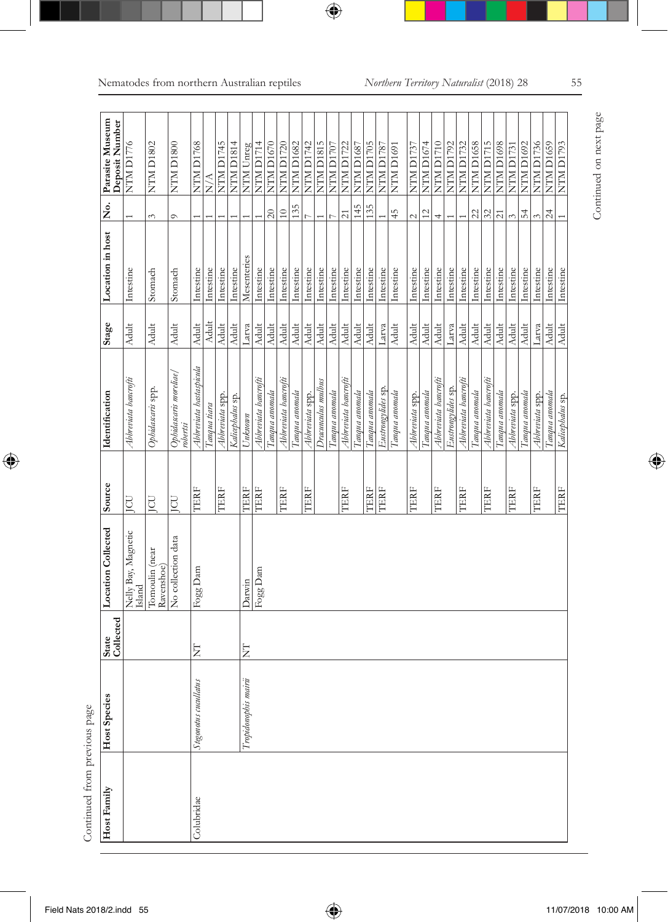Continued from previous page

| Host Family | Host Species | State Collected | Location Collected | Source | Identification | Stage | Location in host | No. | Parasite Museum Deposit Number |
|---|---|---|---|---|---|---|---|---|---|
| | | | Nelly Bay, Magnetic Island | JCU | *Abbreviata bancrofti* | Adult | Intestine | 1 | NTM D1776 |
| | | | Tomoulin (near Ravenshoe) | JCU | *Ophidascaris* spp. | Adult | Stomach | 3 | NTM D1802 |
| | | | No collection data | JCU | *Ophidascaris moreliae/robertsi* | Adult | Stomach | 9 | NTM D1800 |
| Colubridae | *Stegonotus cucullatus* | NT | Fogg Dam | TERF | *Abbreviata hastaspicula* | Adult | Intestine | 1 | NTM D1768 |
| | | | | | *Tanqua tiara* | Adult | Intestine | 1 | N/A |
| | | | | TERF | *Abbreviata* spp. | Adult | Intestine | 1 | NTM D1745 |
| | | | | | *Kalicephalus* sp. | Adult | Intestine | 1 | NTM D1814 |
| | *Tropidonophis mairii* | NT | Darwin | TERF | Unknown | Larva | Mesenteries | 1 | NTM Unreg |
| | | | Fogg Dam | TERF | *Abbreviata bancrofti* | Adult | Intestine | 1 | NTM D1714 |
| | | | | | *Tanqua anomala* | Adult | Intestine | 20 | NTM D1670 |
| | | | | TERF | *Abbreviata bancrofti* | Adult | Intestine | 10 | NTM D1720 |
| | | | | | *Tanqua anomala* | Adult | Intestine | 135 | NTM D1682 |
| | | | | TERF | *Abbreviata* spp. | Adult | Intestine | 7 | NTM D1742 |
| | | | | | *Dracunculus mulbus* | Adult | Intestine | 1 | NTM D1815 |
| | | | | | *Tanqua anomala* | Adult | Intestine | 7 | NTM D1707 |
| | | | | TERF | *Abbreviata bancrofti* | Adult | Intestine | 21 | NTM D1722 |
| | | | | | *Tanqua anomala* | Adult | Intestine | 145 | NTM D1687 |
| | | | | TERF | *Tanqua anomala* | Adult | Intestine | 135 | NTM D1705 |
| | | | | TERF | *Eustrongylides* sp. | Larva | Intestine | 1 | NTM D1787 |
| | | | | | *Tanqua anomala* | Adult | Intestine | 45 | NTM D1691 |
| | | | | TERF | *Abbreviata* spp. | Adult | Intestine | 2 | NTM D1737 |
| | | | | | *Tanqua anomala* | Adult | Intestine | 12 | NTM D1674 |
| | | | | TERF | *Abbreviata bancrofti* | Adult | Intestine | 4 | NTM D1710 |
| | | | | | *Eustrongylides* sp. | Larva | Intestine | 1 | NTM D1792 |
| | | | | TERF | *Abbreviata bancrofti* | Adult | Intestine | 1 | NTM D1732 |
| | | | | | *Tanqua anomala* | Adult | Intestine | 22 | NTM D1658 |
| | | | | TERF | *Abbreviata bancrofti* | Adult | Intestine | 32 | NTM D1715 |
| | | | | | *Tanqua anomala* | Adult | Intestine | 21 | NTM D1698 |
| | | | | TERF | *Abbreviata* spp. | Adult | Intestine | 3 | NTM D1731 |
| | | | | | *Tanqua anomala* | Adult | Intestine | 54 | NTM D1692 |
| | | | | TERF | *Abbreviata* spp. | Larva | Intestine | 3 | NTM D1736 |
| | | | | | *Tanqua anomala* | Adult | Intestine | 24 | NTM D1659 |
| | | | | TERF | *Kalicephalus* sp. | Adult | Intestine | 1 | NTM D1793 |

Continued on next page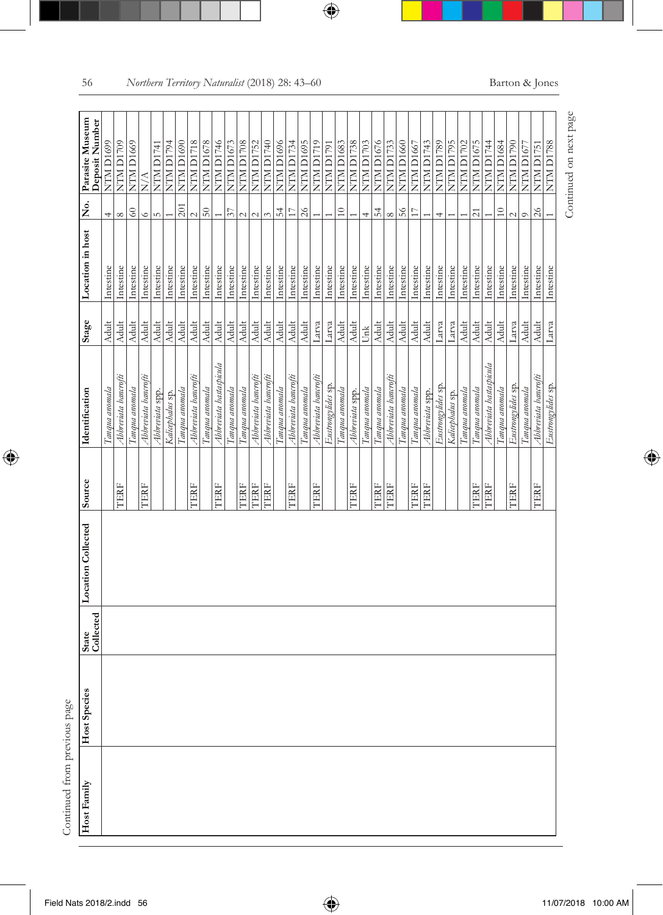Continued from previous page

| Host Family | Host Species | State Collected | Location Collected | Source | Identification | Stage | Location in host | No. | Parasite Museum Deposit Number |
|---|---|---|---|---|---|---|---|---|---|
| | | | | | *Tanqua anomala* | Adult | Intestine | 4 | NTM D1699 |
| | | | | TERF | *Abbreviata bancrofti* | Adult | Intestine | 8 | NTM D1709 |
| | | | | | *Tanqua anomala* | Adult | Intestine | 60 | NTM D1669 |
| | | | | TERF | *Abbreviata bancrofti* | Adult | Intestine | 6 | N/A |
| | | | | | *Abbreviata* spp. | Adult | Intestine | 5 | NTM D1741 |
| | | | | | *Kalicephalus* sp. | Adult | Intestine | 1 | NTM D1794 |
| | | | | | *Tanqua anomala* | Adult | Intestine | 201 | NTM D1690 |
| | | | | TERF | *Abbreviata bancrofti* | Adult | Intestine | 2 | NTM D1718 |
| | | | | | *Tanqua anomala* | Adult | Intestine | 50 | NTM D1678 |
| | | | | TERF | *Abbreviata hastaspicula* | Adult | Intestine | 1 | NTM D1746 |
| | | | | | *Tanqua anomala* | Adult | Intestine | 37 | NTM D1673 |
| | | | | TERF | *Tanqua anomala* | Adult | Intestine | 2 | NTM D1708 |
| | | | | TERF | *Abbreviata bancrofti* | Adult | Intestine | 2 | NTM D1752 |
| | | | | TERF | *Abbreviata bancrofti* | Adult | Intestine | 3 | NTM D1740 |
| | | | | | *Tanqua anomala* | Adult | Intestine | 54 | NTM D1696 |
| | | | | TERF | *Abbreviata bancrofti* | Adult | Intestine | 17 | NTM D1734 |
| | | | | | *Tanqua anomala* | Adult | Intestine | 26 | NTM D1695 |
| | | | | TERF | *Abbreviata bancrofti* | Larva | Intestine | 1 | NTM D1719 |
| | | | | | *Eustrongylides* sp. | Larva | Intestine | 1 | NTM D1791 |
| | | | | | *Tanqua anomala* | Adult | Intestine | 10 | NTM D1683 |
| | | | | TERF | *Abbreviata* spp. | Adult | Intestine | 1 | NTM D1738 |
| | | | | | *Tanqua anomala* | Unk | Intestine | 4 | NTM D1703 |
| | | | | TERF | *Tanqua anomala* | Adult | Intestine | 54 | NTM D1676 |
| | | | | TERF | *Abbreviata bancrofti* | Adult | Intestine | 8 | NTM D1733 |
| | | | | | *Tanqua anomala* | Adult | Intestine | 56 | NTM D1660 |
| | | | | TERF | *Tanqua anomala* | Adult | Intestine | 17 | NTM D1667 |
| | | | | TERF | *Abbreviata* spp. | Adult | Intestine | 1 | NTM D1743 |
| | | | | | *Eustrongylides* sp. | Larva | Intestine | 4 | NTM D1789 |
| | | | | | *Kalicephalus* sp. | Larva | Intestine | 1 | NTM D1795 |
| | | | | | *Tanqua anomala* | Adult | Intestine | 1 | NTM D1702 |
| | | | | TERF | *Tanqua anomala* | Adult | Intestine | 21 | NTM D1675 |
| | | | | TERF | *Abbreviata hastaspicula* | Adult | Intestine | 1 | NTM D1744 |
| | | | | | *Tanqua anomala* | Adult | Intestine | 10 | NTM D1684 |
| | | | | TERF | *Eustrongylides* sp. | Larva | Intestine | 2 | NTM D1790 |
| | | | | | *Tanqua anomala* | Adult | Intestine | 9 | NTM D1677 |
| | | | | TERF | *Abbreviata bancrofti* | Adult | Intestine | 26 | NTM D1751 |
| | | | | | *Eustrongylides* sp. | Larva | Intestine | 1 | NTM D1788 |

Continued on next page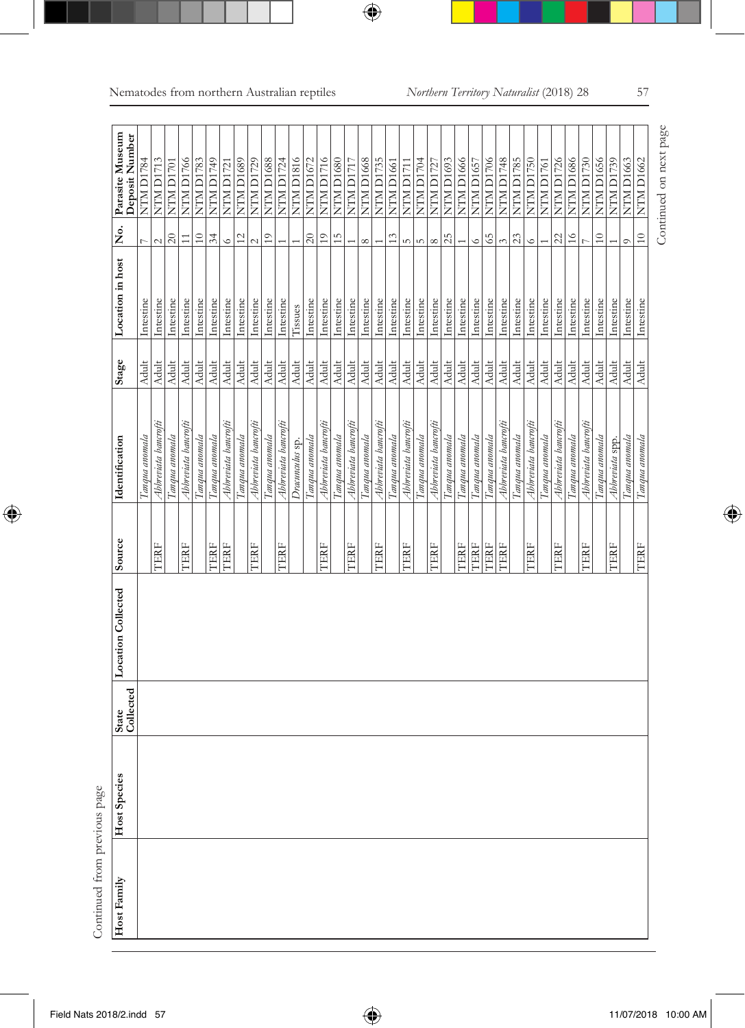Continued from previous page

| Host Family | Host Species | State Collected | Location Collected | Source | Identification | Stage | Location in host | No. | Parasite Museum Deposit Number |
|---|---|---|---|---|---|---|---|---|---|
| | | | | | *Tanqua anomala* | Adult | Intestine | 7 | NTM D1784 |
| | | | | TERF | *Abbreviata bancrofti* | Adult | Intestine | 2 | NTM D1713 |
| | | | | | *Tanqua anomala* | Adult | Intestine | 20 | NTM D1701 |
| | | | | TERF | *Abbreviata bancrofti* | Adult | Intestine | 11 | NTM D1766 |
| | | | | | *Tanqua anomala* | Adult | Intestine | 10 | NTM D1783 |
| | | | | TERF | *Tanqua anomala* | Adult | Intestine | 34 | NTM D1749 |
| | | | | TERF | *Abbreviata bancrofti* | Adult | Intestine | 6 | NTM D1721 |
| | | | | | *Tanqua anomala* | Adult | Intestine | 12 | NTM D1689 |
| | | | | TERF | *Abbreviata bancrofti* | Adult | Intestine | 2 | NTM D1729 |
| | | | | | *Tanqua anomala* | Adult | Intestine | 19 | NTM D1688 |
| | | | | TERF | *Abbreviata bancrofti* | Adult | Intestine | 1 | NTM D1724 |
| | | | | | *Dracunculus* sp. | Adult | Tissues | 1 | NTM D1816 |
| | | | | | *Tanqua anomala* | Adult | Intestine | 20 | NTM D1672 |
| | | | | TERF | *Abbreviata bancrofti* | Adult | Intestine | 19 | NTM D1716 |
| | | | | | *Tanqua anomala* | Adult | Intestine | 15 | NTM D1680 |
| | | | | TERF | *Abbreviata bancrofti* | Adult | Intestine | 1 | NTM D1717 |
| | | | | | *Tanqua anomala* | Adult | Intestine | 8 | NTM D1668 |
| | | | | TERF | *Abbreviata bancrofti* | Adult | Intestine | 1 | NTM D1735 |
| | | | | | *Tanqua anomala* | Adult | Intestine | 13 | NTM D1661 |
| | | | | TERF | *Abbreviata bancrofti* | Adult | Intestine | 5 | NTM D1711 |
| | | | | | *Tanqua anomala* | Adult | Intestine | 5 | NTM D1704 |
| | | | | TERF | *Abbreviata bancrofti* | Adult | Intestine | 8 | NTM D1727 |
| | | | | | *Tanqua anomala* | Adult | Intestine | 25 | NTM D1693 |
| | | | | TERF | *Tanqua anomala* | Adult | Intestine | 1 | NTM D1666 |
| | | | | TERF | *Tanqua anomala* | Adult | Intestine | 6 | NTM D1657 |
| | | | | TERF | *Tanqua anomala* | Adult | Intestine | 65 | NTM D1706 |
| | | | | TERF | *Abbreviata bancrofti* | Adult | Intestine | 3 | NTM D1748 |
| | | | | | *Tanqua anomala* | Adult | Intestine | 23 | NTM D1785 |
| | | | | TERF | *Abbreviata bancrofti* | Adult | Intestine | 6 | NTM D1750 |
| | | | | | *Tanqua anomala* | Adult | Intestine | 1 | NTM D1761 |
| | | | | TERF | *Abbreviata bancrofti* | Adult | Intestine | 22 | NTM D1726 |
| | | | | | *Tanqua anomala* | Adult | Intestine | 16 | NTM D1686 |
| | | | | TERF | *Abbreviata bancrofti* | Adult | Intestine | 7 | NTM D1730 |
| | | | | | *Tanqua anomala* | Adult | Intestine | 10 | NTM D1656 |
| | | | | TERF | *Abbreviata* spp. | Adult | Intestine | 1 | NTM D1739 |
| | | | | | *Tanqua anomala* | Adult | Intestine | 9 | NTM D1663 |
| | | | | TERF | *Tanqua anomala* | Adult | Intestine | 10 | NTM D1662 |

Continued on next page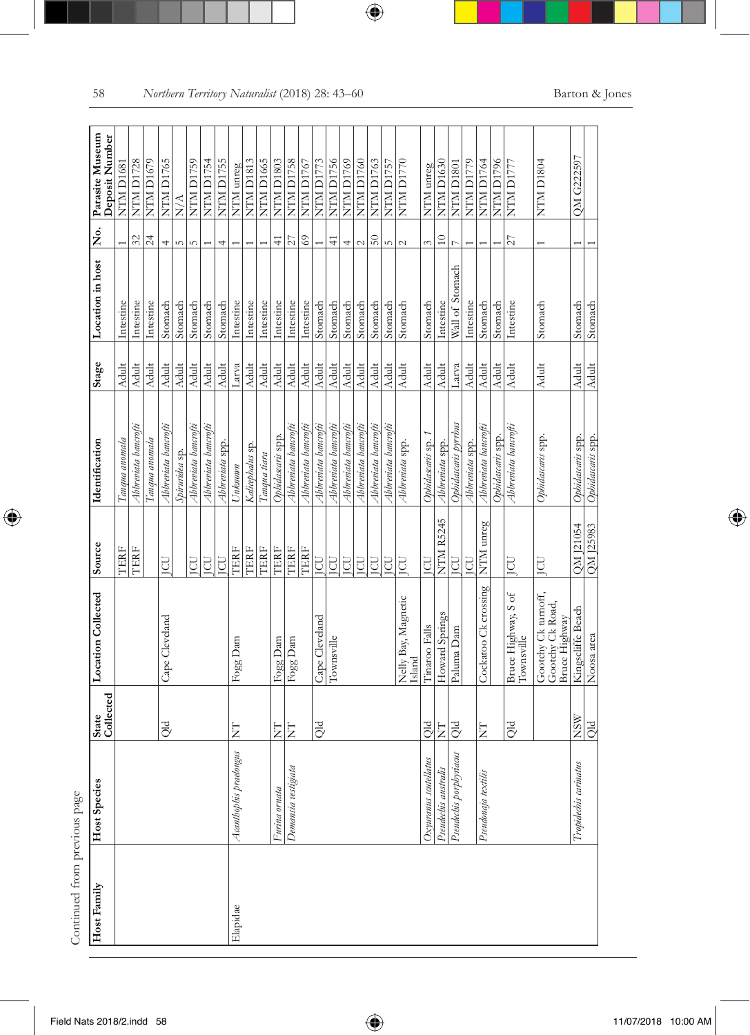Continued from previous page

| Host Family | Host Species | State Collected | Location Collected | Source | Identification | Stage | Location in host | No. | Parasite Museum Deposit Number |
|---|---|---|---|---|---|---|---|---|---|
| | | | | TERF | *Tanqua anomala* | Adult | Intestine | 1 | NTM D1681 |
| | | | | TERF | *Abbreviata bancrofti* | Adult | Intestine | 32 | NTM D1728 |
| | | | | | *Tanqua anomala* | Adult | Intestine | 24 | NTM D1679 |
| | | Qld | Cape Cleveland | JCU | *Abbreviata bancrofti* | Adult | Stomach | 4 | NTM D1765 |
| | | | | | *Spiruridea* sp. | Adult | Stomach | 5 | N/A |
| | | | | JCU | *Abbreviata bancrofti* | Adult | Stomach | 5 | NTM D1759 |
| | | | | JCU | *Abbreviata bancrofti* | Adult | Stomach | 1 | NTM D1754 |
| | | | | JCU | *Abbreviata* spp. | Adult | Stomach | 4 | NTM D1755 |
| Elapidae | *Acanthophis praelongus* | NT | Fogg Dam | TERF | *Unknown* | Larva | Intestine | 1 | NTM unreg |
| | | | | TERF | *Kalicephalus* sp. | Adult | Intestine | 1 | NTM D1813 |
| | | | | TERF | *Tanqua tiara* | Adult | Intestine | 1 | NTM D1665 |
| | *Furina ornata* | NT | Fogg Dam | TERF | *Ophidascaris* spp. | Adult | Intestine | 41 | NTM D1803 |
| | *Demansia vestigiata* | NT | Fogg Dam | TERF | *Abbreviata bancrofti* | Adult | Intestine | 27 | NTM D1758 |
| | | | | TERF | *Abbreviata bancrofti* | Adult | Intestine | 69 | NTM D1767 |
| | | Qld | Cape Cleveland | JCU | *Abbreviata bancrofti* | Adult | Stomach | 1 | NTM D1773 |
| | | | Townsville | JCU | *Abbreviata bancrofti* | Adult | Stomach | 41 | NTM D1756 |
| | | | | JCU | *Abbreviata bancrofti* | Adult | Stomach | 4 | NTM D1769 |
| | | | | JCU | *Abbreviata bancrofti* | Adult | Stomach | 2 | NTM D1760 |
| | | | | JCU | *Abbreviata bancrofti* | Adult | Stomach | 50 | NTM D1763 |
| | | | | JCU | *Abbreviata bancrofti* | Adult | Stomach | 5 | NTM D1757 |
| | | | Nelly Bay, Magnetic Island | JCU | *Abbreviata* spp. | Adult | Stomach | 2 | NTM D1770 |
| | *Oxyuranus scutellatus* | Qld | Tinaroo Falls | JCU | *Ophidascaris* sp. 1 | Adult | Stomach | 3 | NTM unreg |
| | *Pseudechis australis* | NT | Howard Springs | NTM R5245 | *Abbreviata* spp. | Adult | Intestine | 10 | NTM D1630 |
| | *Pseudechis porphyriacus* | Qld | Paluma Dam | JCU | *Ophidascaris pyrrhus* | Larva | Wall of Stomach | 7 | NTM D1801 |
| | | | | JCU | *Abbreviata* spp. | Adult | Intestine | 1 | NTM D1779 |
| | *Pseudonaja textilis* | NT | Cockatoo Ck crossing | NTM unreg | *Abbreviata bancrofti* | Adult | Stomach | 1 | NTM D1764 |
| | | | | | *Ophidascaris* spp. | Adult | Stomach | 1 | NTM D1796 |
| | | Qld | Bruce Highway, S of Townsville | JCU | *Abbreviata bancrofti* | Adult | Intestine | 27 | NTM D1777 |
| | | | Gootchy Ck turnoff, Gootchy Ck Road, Bruce Highway | JCU | *Ophidascaris* spp. | Adult | Stomach | 1 | NTM D1804 |
| | *Tropidechis carinatus* | NSW | Kingscliffe Beach | QM J21054 | *Ophidascaris* spp. | Adult | Stomach | 1 | QM G222597 |
| | | Qld | Noosa area | QM J25983 | *Ophidascaris* spp. | Adult | Stomach | 1 | |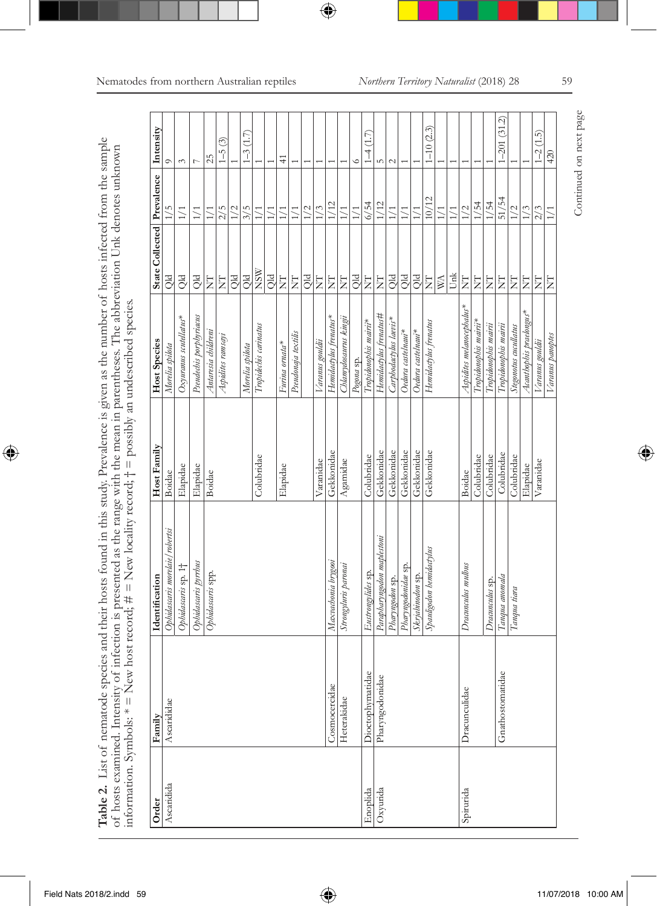**Table 2.** List of nematode species and their hosts found in this study. Prevalence is given as the number of hosts infected from the sample of hosts examined. Intensity of infection is presented as the range with the mean in parentheses. Symbols: * = New host record; # = New locality record; † = possibly an undescribed species. The abbreviation Unk denotes unknown information.

| Order | Family | Identification | Host Family | Host Species | State Collected | Prevalence | Intensity |
|---|---|---|---|---|---|---|---|
| Ascaridida | Ascarididae | *Ophidascaris moreliae*/*robertsi* | Boidae | *Morelia spilota* | Qld | 1/5 | 9 |
| | | *Ophidascaris* sp. 1† | Elapidae | *Oxyuranus scutellatus** | Qld | 1/1 | 3 |
| | | *Ophidascaris pyrrhus* | Elapidae | *Pseudechis porphyriacus* | Qld | 1/1 | 7 |
| | | *Ophidascaris* spp. | Boidae | *Antaresia childreni* | NT | 1/1 | 25 |
| | | | | *Aspidites ramsayi* | NT | 2/5 | 1–5 (3) |
| | | | | | Qld | 1/2 | 1 |
| | | | | *Morelia spilota* | Qld | 3/5 | 1–3 (1.7) |
| | | | Colubridae | *Tropidechis carinatus* | NSW | 1/1 | 1 |
| | | | | | Qld | 1/1 | 1 |
| | | | Elapidae | *Furina ornata** | NT | 1/1 | 41 |
| | | | | *Pseudonaja textilis* | NT | 1/1 | 1 |
| | | | | | Qld | 1/2 | 1 |
| | | | Varanidae | *Varanus gouldii* | NT | 1/3 | 1 |
| | Cosmocercidae | *Maxvachonia brygooi* | Gekkonidae | *Hemidactylus frenatus** | NT | 1/12 | 1 |
| | Heterakidae | *Strongyluris paronai* | Agamidae | *Chlamydosaurus kingii* | NT | 1/1 | 1 |
| | | | | *Pogona* sp. | Qld | 1/1 | 6 |
| Enoplida | Dioctophymatidae | *Eustrongylides* sp. | Colubridae | *Tropidonophis mairii** | NT | 6/54 | 1–4 (1.7) |
| Oxyurida | Pharyngodonidae | *Parapharyngodon maplestoni* | Gekkonidae | *Hemidactylus frenatus*# | NT | 1/12 | 5 |
| | | *Pharyngodon* sp. | Gekkonidae | *Carphodactylus laevis** | Qld | 1/1 | 2 |
| | | *Pharyngodonidae* sp. | Gekkonidae | *Oedura castelnaui** | Qld | 1/1 | 1 |
| | | *Skrjabinodon* sp. | Gekkonidae | *Oedura castelnaui** | Qld | 1/1 | 1 |
| | | *Spauligodon hemidactylus* | Gekkonidae | *Hemidactylus frenatus* | NT | 10/12 | 1–10 (2.3) |
| | | | | | WA | 1/1 | 1 |
| | | | | | Unk | 1/1 | 1 |
| Spirurida | Dracunculidae | *Dracunculus mulbus* | Boidae | *Aspidites melanocephalus** | NT | 1/2 | 1 |
| | | | Colubridae | *Tropidonophis mairii** | NT | 1/54 | 1 |
| | | *Dracunculus* sp. | Colubridae | *Tropidonophis mairii* | NT | 1/54 | 1 |
| | Gnathostomatidae | *Tanqua anomala* | Colubridae | *Tropidonophis mairii* | NT | 51/54 | 1–201 (31.2) |
| | | *Tanqua tiara* | Colubridae | *Stegonotus cucullatus* | NT | 1/2 | 1 |
| | | | Elapidae | *Acanthophis praelongus** | NT | 1/3 | 1 |
| | | | Varanidae | *Varanus gouldii* | NT | 2/3 | 1–2 (1.5) |
| | | | | *Varanus panoptes* | NT | 1/1 | 420 |

Continued on next page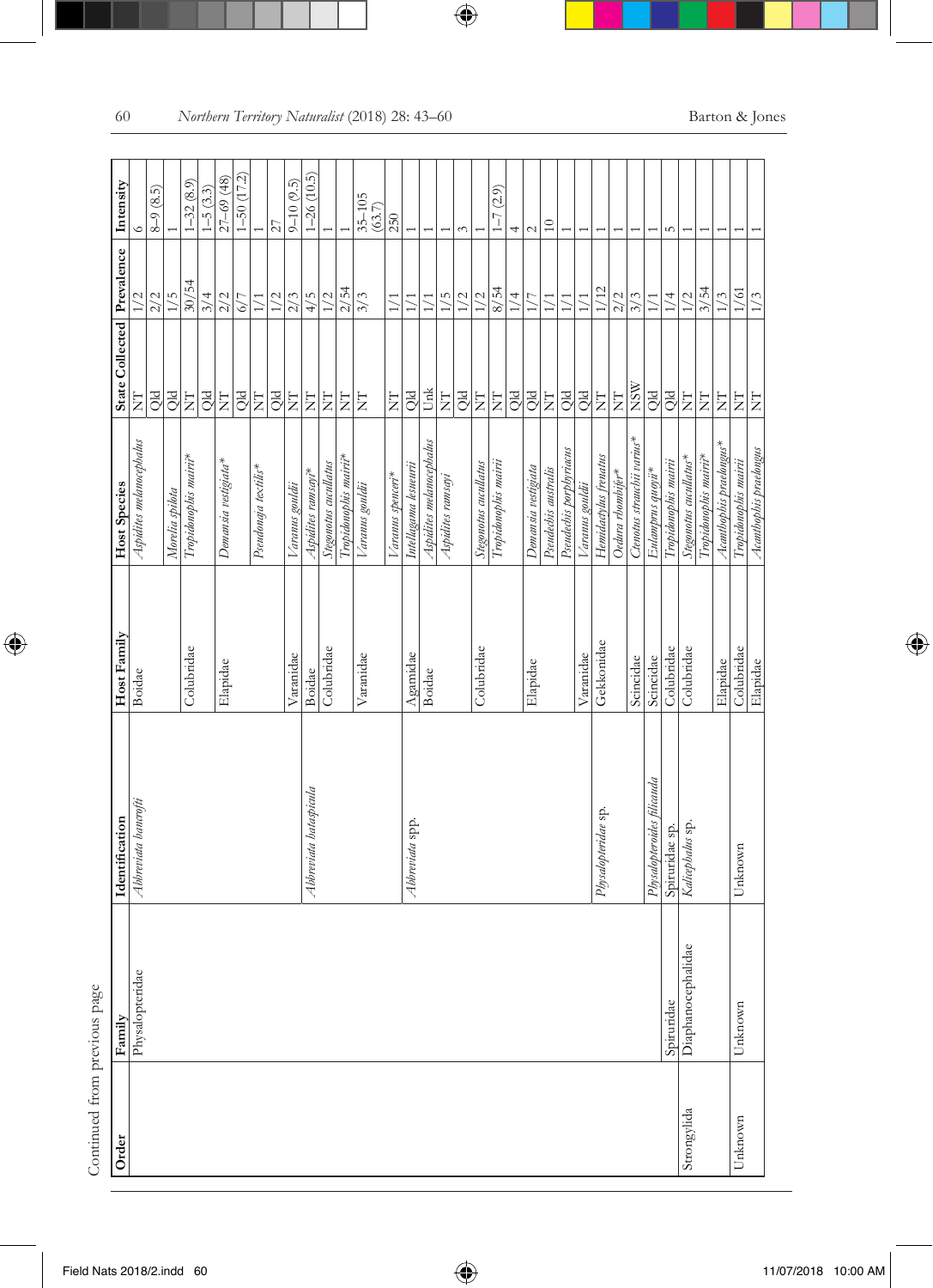Continued from previous page

| Order | Family | Identification | Host Family | Host Species | State Collected | Prevalence | Intensity |
|---|---|---|---|---|---|---|---|
| | Physalopteridae | *Abbreviata bancrofti* | Boidae | *Aspidites melanocephalus* | NT | 1/2 | 6 |
| | | | | | Qld | 2/2 | 8–9 (8.5) |
| | | | | *Morelia spilota* | Qld | 1/5 | 1 |
| | | | Colubridae | *Tropidonophis mairii** | NT | 30/54 | 1–32 (8.9) |
| | | | | | Qld | 3/4 | 1–5 (3.3) |
| | | | Elapidae | *Demansia vestigiata** | NT | 2/2 | 27–69 (48) |
| | | | | | Qld | 6/7 | 1–50 (17.2) |
| | | | | *Pseudonaja textilis** | NT | 1/1 | 1 |
| | | | | | Qld | 1/2 | 27 |
| | | | Varanidae | *Varanus gouldii* | NT | 2/3 | 9–10 (9.5) |
| | | *Abbreviata bataspicula* | Boidae | *Aspidites ramsayi** | NT | 4/5 | 1–26 (10.5) |
| | | | Colubridae | *Stegonotus cucullatus* | NT | 1/2 | 1 |
| | | | | *Tropidonophis mairii** | NT | 2/54 | 1 |
| | | | Varanidae | *Varanus gouldii* | NT | 3/3 | 35–105 (63.7) |
| | | | | *Varanus spenceri** | NT | 1/1 | 250 |
| | | *Abbreviata* spp. | Agamidae | *Intellagama lesueurii* | Qld | 1/1 | 1 |
| | | | Boidae | *Aspidites melanocephalus* | Unk | 1/1 | 1 |
| | | | | *Aspidites ramsayi* | NT | 1/5 | 1 |
| | | | | | Qld | 1/2 | 3 |
| | | | Colubridae | *Stegonotus cucullatus* | NT | 1/2 | 1 |
| | | | | *Tropidonophis mairii* | NT | 8/54 | 1–7 (2.9) |
| | | | | | Qld | 1/4 | 4 |
| | | | Elapidae | *Demansia vestigiata* | Qld | 1/7 | 2 |
| | | | | *Pseudechis australis* | NT | 1/1 | 10 |
| | | | | *Pseudechis porphyriacus* | Qld | 1/1 | 1 |
| | | | Varanidae | *Varanus gouldii* | Qld | 1/1 | 1 |
| | | *Physalopteridae* sp. | Gekkonidae | *Hemidactylus frenatus* | NT | 1/12 | 1 |
| | | | | *Oedura rhombifer** | NT | 2/2 | 1 |
| | | | Scincidae | *Ctenotus strauchii varius** | NSW | 3/3 | 1 |
| | | *Physalopteroides filicauda* | Scincidae | *Eulamprus quoyii** | Qld | 1/1 | 1 |
| | Spiruridae | Spiruridae sp. | Colubridae | *Tropidonophis mairii* | Qld | 1/4 | 5 |
| Strongylida | Diaphanocephalidae | *Kalicephalus* sp. | Colubridae | *Stegonotus cucullatus** | NT | 1/2 | 1 |
| | | | | *Tropidonophis mairii** | NT | 3/54 | 1 |
| | | | Elapidae | *Acanthophis praelongus** | NT | 1/3 | 1 |
| Unknown | Unknown | Unknown | Colubridae | *Tropidonophis mairii* | NT | 1/61 | 1 |
| | | | Elapidae | *Acanthophis praelongus* | NT | 1/3 | 1 |